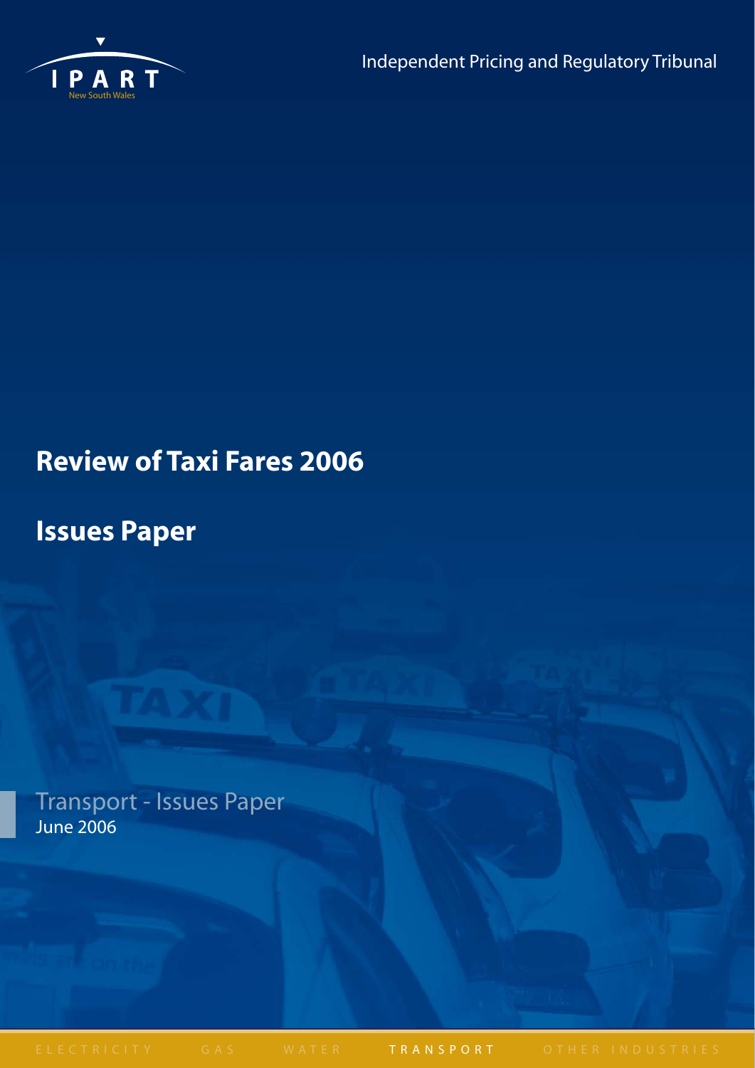IPART

New South Wales

Independent Pricing and Regulatory Tribunal

# Review of Taxi Fares 2006

# Issues Paper

Transport - Issues Paper

June 2006

ELECTRICITY GAS WATER TRANSPORT OTHER INDUSTRIES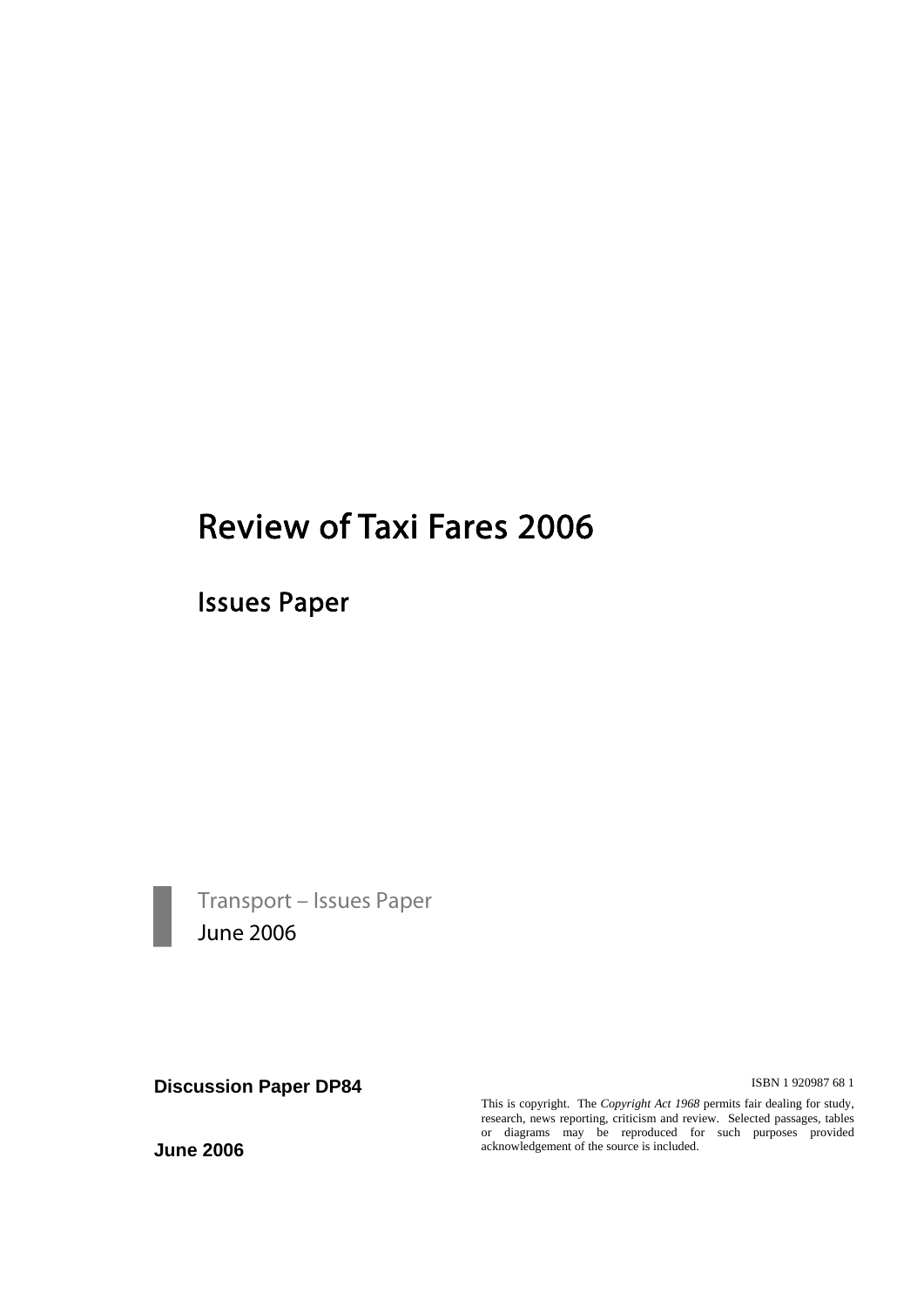# Review of Taxi Fares 2006

## Issues Paper

Transport – Issues Paper

June 2006

**Discussion Paper DP84**

**June 2006**

ISBN 1 920987 68 1

This is copyright. The *Copyright Act 1968* permits fair dealing for study, research, news reporting, criticism and review. Selected passages, tables or diagrams may be reproduced for such purposes provided acknowledgement of the source is included.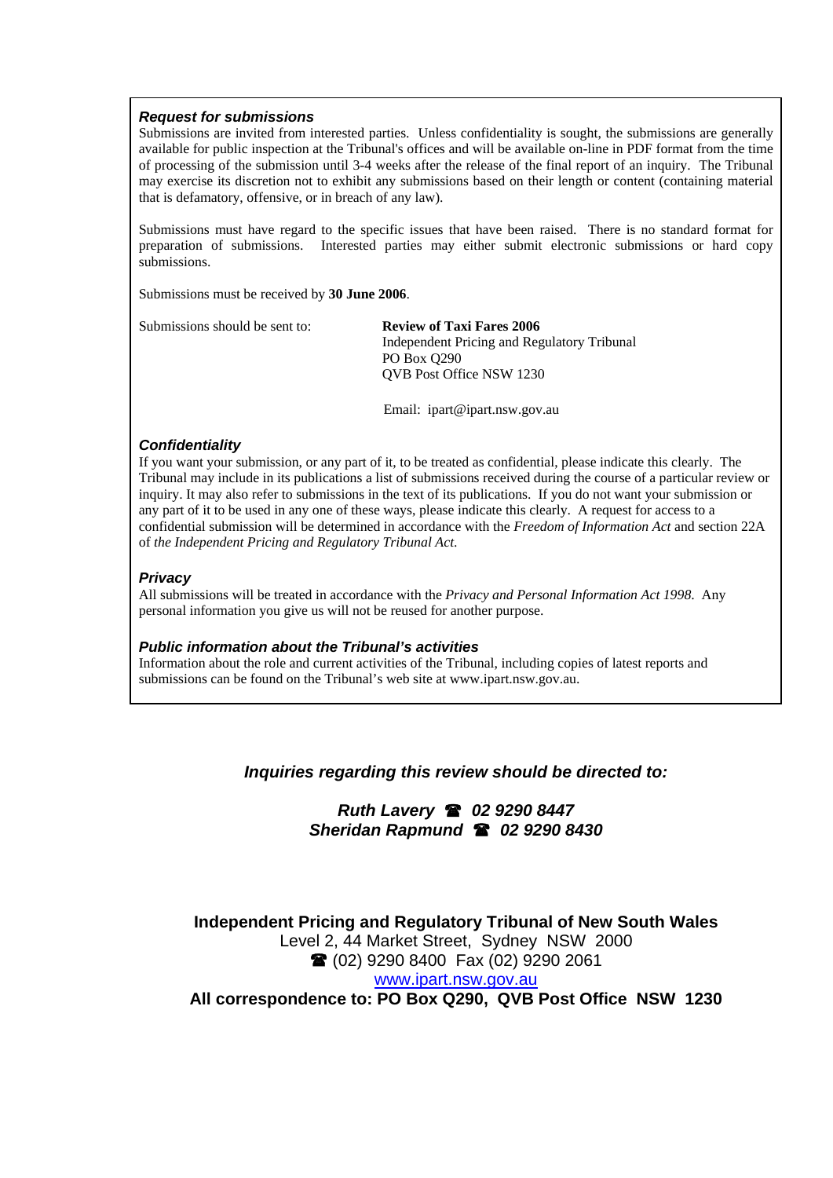### *Request for submissions*

Submissions are invited from interested parties. Unless confidentiality is sought, the submissions are generally available for public inspection at the Tribunal's offices and will be available on-line in PDF format from the time of processing of the submission until 3-4 weeks after the release of the final report of an inquiry. The Tribunal may exercise its discretion not to exhibit any submissions based on their length or content (containing material that is defamatory, offensive, or in breach of any law).

Submissions must have regard to the specific issues that have been raised. There is no standard format for preparation of submissions. Interested parties may either submit electronic submissions or hard copy submissions.

Submissions must be received by **30 June 2006**.

Submissions should be sent to:

**Review of Taxi Fares 2006**
Independent Pricing and Regulatory Tribunal
PO Box Q290
QVB Post Office NSW 1230

Email: ipart@ipart.nsw.gov.au

### *Confidentiality*

If you want your submission, or any part of it, to be treated as confidential, please indicate this clearly. The Tribunal may include in its publications a list of submissions received during the course of a particular review or inquiry. It may also refer to submissions in the text of its publications. If you do not want your submission or any part of it to be used in any one of these ways, please indicate this clearly. A request for access to a confidential submission will be determined in accordance with the *Freedom of Information Act* and section 22A of *the Independent Pricing and Regulatory Tribunal Act.*

### *Privacy*

All submissions will be treated in accordance with the *Privacy and Personal Information Act 1998*. Any personal information you give us will not be reused for another purpose.

### *Public information about the Tribunal's activities*

Information about the role and current activities of the Tribunal, including copies of latest reports and submissions can be found on the Tribunal's web site at www.ipart.nsw.gov.au.

***Inquiries regarding this review should be directed to:***

***Ruth Lavery ☎ 02 9290 8447***
***Sheridan Rapmund ☎ 02 9290 8430***

**Independent Pricing and Regulatory Tribunal of New South Wales**
Level 2, 44 Market Street, Sydney NSW 2000
☎ (02) 9290 8400 Fax (02) 9290 2061
www.ipart.nsw.gov.au
**All correspondence to: PO Box Q290, QVB Post Office NSW 1230**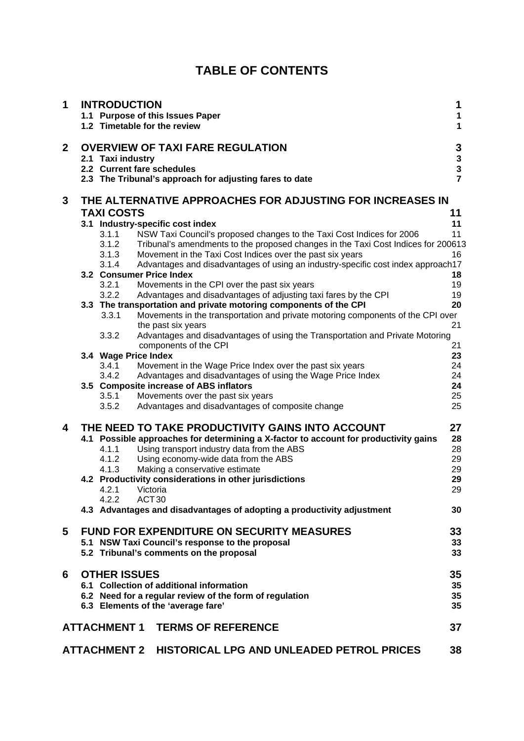# TABLE OF CONTENTS

| | | |
|---|---|---|
| **1** | **INTRODUCTION** | **1** |
| | **1.1 Purpose of this Issues Paper** | **1** |
| | **1.2 Timetable for the review** | **1** |
| **2** | **OVERVIEW OF TAXI FARE REGULATION** | **3** |
| | **2.1 Taxi industry** | **3** |
| | **2.2 Current fare schedules** | **3** |
| | **2.3 The Tribunal's approach for adjusting fares to date** | **7** |
| **3** | **THE ALTERNATIVE APPROACHES FOR ADJUSTING FOR INCREASES IN TAXI COSTS** | **11** |
| | **3.1 Industry-specific cost index** | **11** |
| | 3.1.1 NSW Taxi Council's proposed changes to the Taxi Cost Indices for 2006 | 11 |
| | 3.1.2 Tribunal's amendments to the proposed changes in the Taxi Cost Indices for 2006 | 13 |
| | 3.1.3 Movement in the Taxi Cost Indices over the past six years | 16 |
| | 3.1.4 Advantages and disadvantages of using an industry-specific cost index approach | 17 |
| | **3.2 Consumer Price Index** | **18** |
| | 3.2.1 Movements in the CPI over the past six years | 19 |
| | 3.2.2 Advantages and disadvantages of adjusting taxi fares by the CPI | 19 |
| | **3.3 The transportation and private motoring components of the CPI** | **20** |
| | 3.3.1 Movements in the transportation and private motoring components of the CPI over the past six years | 21 |
| | 3.3.2 Advantages and disadvantages of using the Transportation and Private Motoring components of the CPI | 21 |
| | **3.4 Wage Price Index** | **23** |
| | 3.4.1 Movement in the Wage Price Index over the past six years | 24 |
| | 3.4.2 Advantages and disadvantages of using the Wage Price Index | 24 |
| | **3.5 Composite increase of ABS inflators** | **24** |
| | 3.5.1 Movements over the past six years | 25 |
| | 3.5.2 Advantages and disadvantages of composite change | 25 |
| **4** | **THE NEED TO TAKE PRODUCTIVITY GAINS INTO ACCOUNT** | **27** |
| | **4.1 Possible approaches for determining a X-factor to account for productivity gains** | **28** |
| | 4.1.1 Using transport industry data from the ABS | 28 |
| | 4.1.2 Using economy-wide data from the ABS | 29 |
| | 4.1.3 Making a conservative estimate | 29 |
| | **4.2 Productivity considerations in other jurisdictions** | **29** |
| | 4.2.1 Victoria | 29 |
| | 4.2.2 ACT | 30 |
| | **4.3 Advantages and disadvantages of adopting a productivity adjustment** | **30** |
| **5** | **FUND FOR EXPENDITURE ON SECURITY MEASURES** | **33** |
| | **5.1 NSW Taxi Council's response to the proposal** | **33** |
| | **5.2 Tribunal's comments on the proposal** | **33** |
| **6** | **OTHER ISSUES** | **35** |
| | **6.1 Collection of additional information** | **35** |
| | **6.2 Need for a regular review of the form of regulation** | **35** |
| | **6.3 Elements of the 'average fare'** | **35** |
| | **ATTACHMENT 1 TERMS OF REFERENCE** | **37** |
| | **ATTACHMENT 2 HISTORICAL LPG AND UNLEADED PETROL PRICES** | **38** |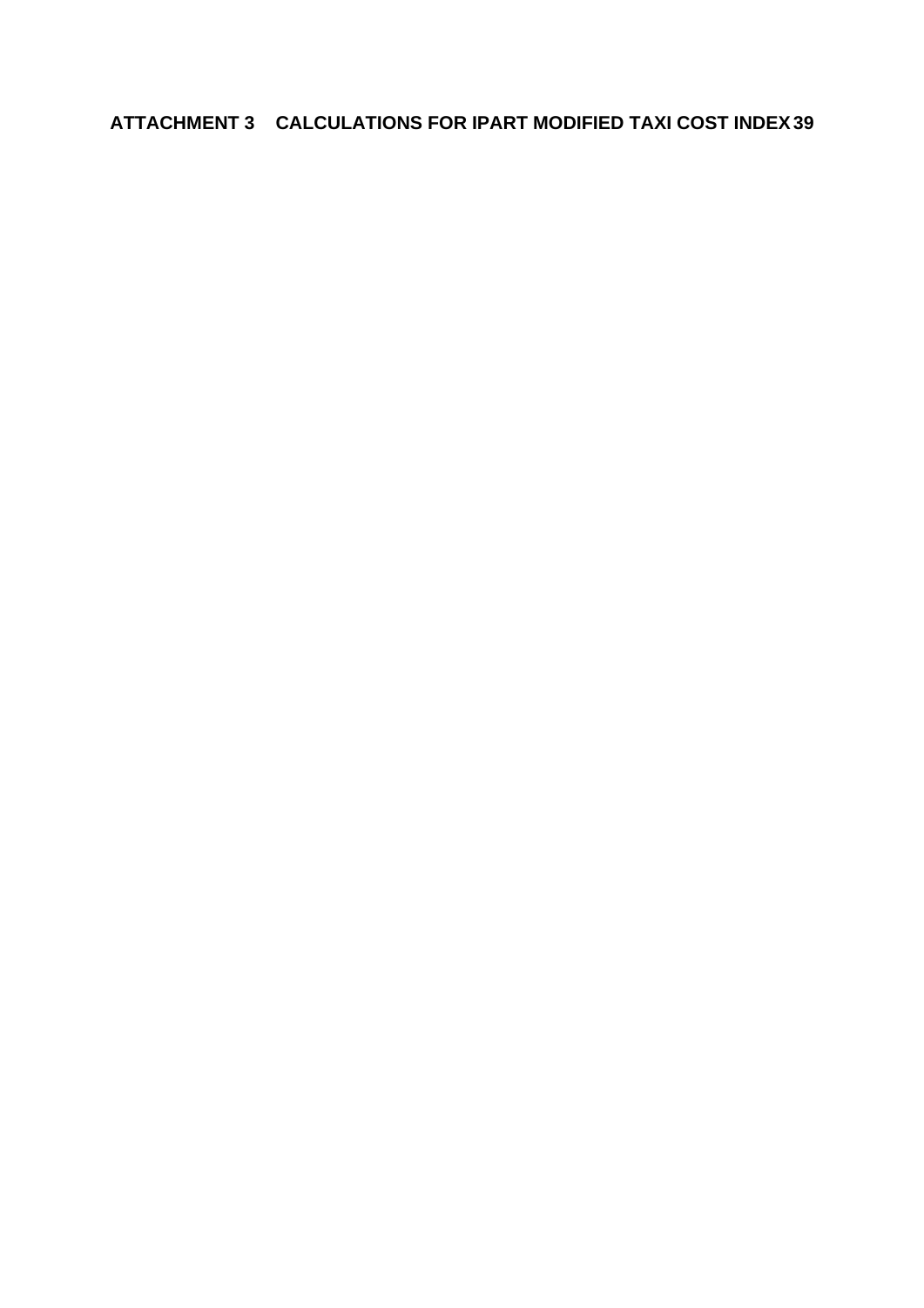**ATTACHMENT 3 CALCULATIONS FOR IPART MODIFIED TAXI COST INDEX 39**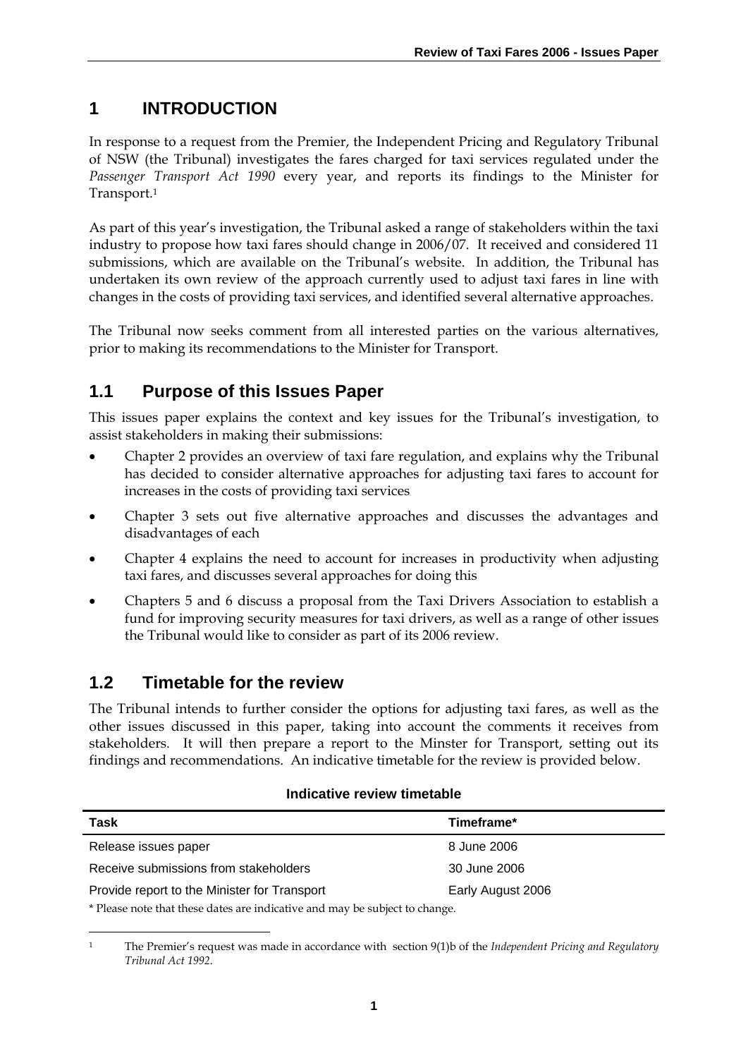# 1 INTRODUCTION

In response to a request from the Premier, the Independent Pricing and Regulatory Tribunal of NSW (the Tribunal) investigates the fares charged for taxi services regulated under the *Passenger Transport Act 1990* every year, and reports its findings to the Minister for Transport.[1]

As part of this year's investigation, the Tribunal asked a range of stakeholders within the taxi industry to propose how taxi fares should change in 2006/07. It received and considered 11 submissions, which are available on the Tribunal's website. In addition, the Tribunal has undertaken its own review of the approach currently used to adjust taxi fares in line with changes in the costs of providing taxi services, and identified several alternative approaches.

The Tribunal now seeks comment from all interested parties on the various alternatives, prior to making its recommendations to the Minister for Transport.

## 1.1 Purpose of this Issues Paper

This issues paper explains the context and key issues for the Tribunal's investigation, to assist stakeholders in making their submissions:

- Chapter 2 provides an overview of taxi fare regulation, and explains why the Tribunal has decided to consider alternative approaches for adjusting taxi fares to account for increases in the costs of providing taxi services
- Chapter 3 sets out five alternative approaches and discusses the advantages and disadvantages of each
- Chapter 4 explains the need to account for increases in productivity when adjusting taxi fares, and discusses several approaches for doing this
- Chapters 5 and 6 discuss a proposal from the Taxi Drivers Association to establish a fund for improving security measures for taxi drivers, as well as a range of other issues the Tribunal would like to consider as part of its 2006 review.

## 1.2 Timetable for the review

The Tribunal intends to further consider the options for adjusting taxi fares, as well as the other issues discussed in this paper, taking into account the comments it receives from stakeholders. It will then prepare a report to the Minster for Transport, setting out its findings and recommendations. An indicative timetable for the review is provided below.

**Indicative review timetable**

| Task | Timeframe* |
|---|---|
| Release issues paper | 8 June 2006 |
| Receive submissions from stakeholders | 30 June 2006 |
| Provide report to the Minister for Transport | Early August 2006 |

\* Please note that these dates are indicative and may be subject to change.

[1] The Premier's request was made in accordance with section 9(1)b of the *Independent Pricing and Regulatory Tribunal Act 1992*.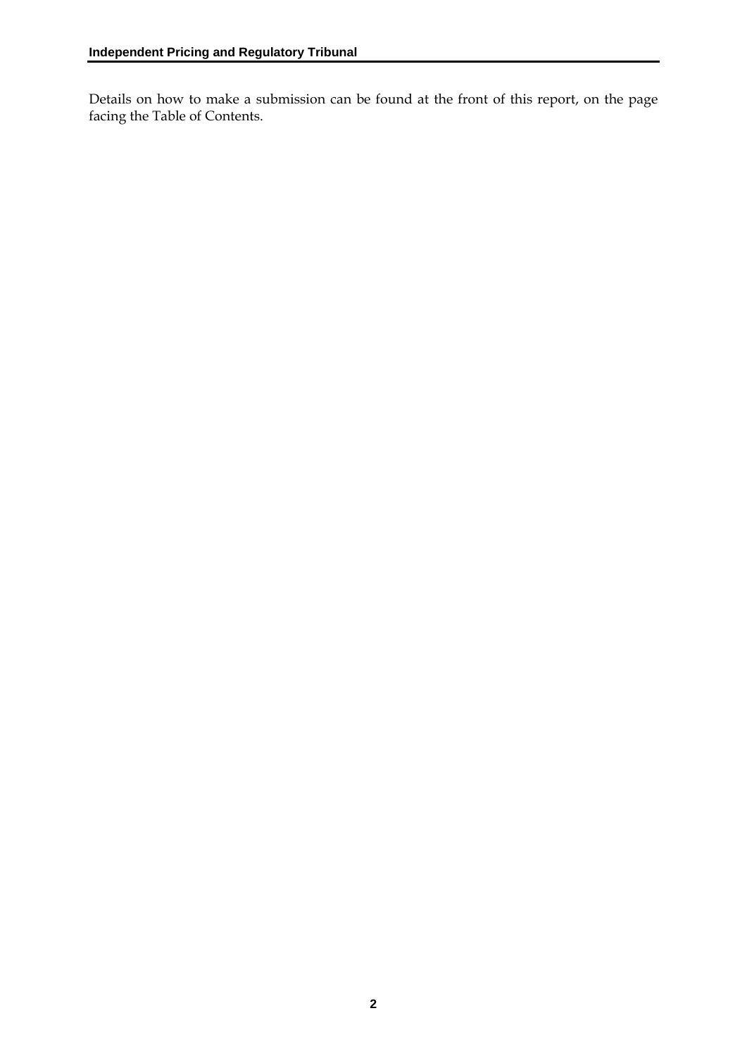Details on how to make a submission can be found at the front of this report, on the page facing the Table of Contents.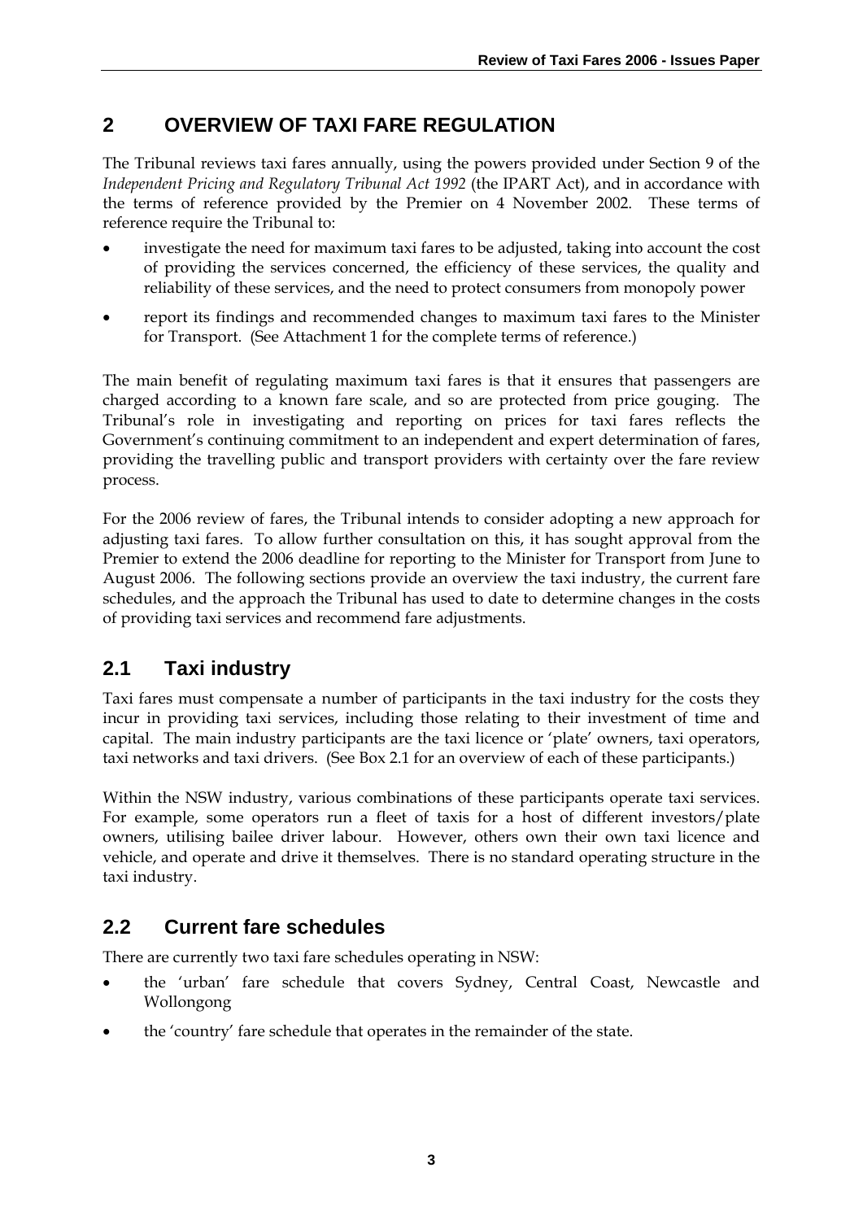## 2 OVERVIEW OF TAXI FARE REGULATION

The Tribunal reviews taxi fares annually, using the powers provided under Section 9 of the *Independent Pricing and Regulatory Tribunal Act 1992* (the IPART Act), and in accordance with the terms of reference provided by the Premier on 4 November 2002. These terms of reference require the Tribunal to:

- investigate the need for maximum taxi fares to be adjusted, taking into account the cost of providing the services concerned, the efficiency of these services, the quality and reliability of these services, and the need to protect consumers from monopoly power
- report its findings and recommended changes to maximum taxi fares to the Minister for Transport. (See Attachment 1 for the complete terms of reference.)

The main benefit of regulating maximum taxi fares is that it ensures that passengers are charged according to a known fare scale, and so are protected from price gouging. The Tribunal's role in investigating and reporting on prices for taxi fares reflects the Government's continuing commitment to an independent and expert determination of fares, providing the travelling public and transport providers with certainty over the fare review process.

For the 2006 review of fares, the Tribunal intends to consider adopting a new approach for adjusting taxi fares. To allow further consultation on this, it has sought approval from the Premier to extend the 2006 deadline for reporting to the Minister for Transport from June to August 2006. The following sections provide an overview the taxi industry, the current fare schedules, and the approach the Tribunal has used to date to determine changes in the costs of providing taxi services and recommend fare adjustments.

### 2.1 Taxi industry

Taxi fares must compensate a number of participants in the taxi industry for the costs they incur in providing taxi services, including those relating to their investment of time and capital. The main industry participants are the taxi licence or 'plate' owners, taxi operators, taxi networks and taxi drivers. (See Box 2.1 for an overview of each of these participants.)

Within the NSW industry, various combinations of these participants operate taxi services. For example, some operators run a fleet of taxis for a host of different investors/plate owners, utilising bailee driver labour. However, others own their own taxi licence and vehicle, and operate and drive it themselves. There is no standard operating structure in the taxi industry.

### 2.2 Current fare schedules

There are currently two taxi fare schedules operating in NSW:

- the 'urban' fare schedule that covers Sydney, Central Coast, Newcastle and Wollongong
- the 'country' fare schedule that operates in the remainder of the state.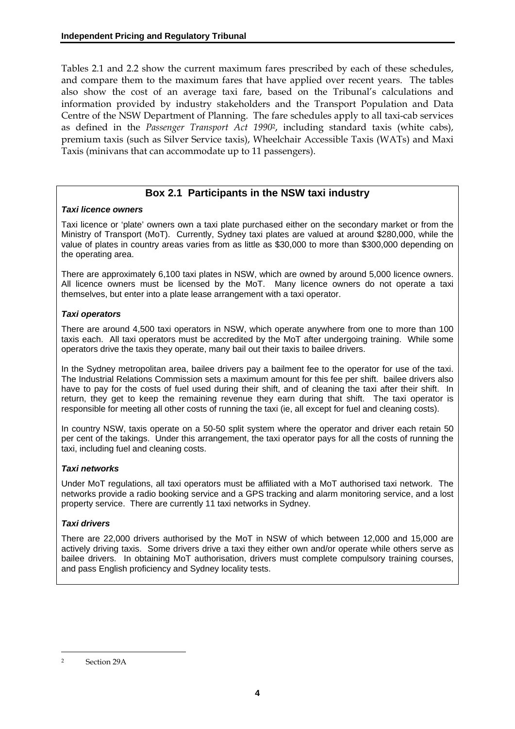Tables 2.1 and 2.2 show the current maximum fares prescribed by each of these schedules, and compare them to the maximum fares that have applied over recent years. The tables also show the cost of an average taxi fare, based on the Tribunal's calculations and information provided by industry stakeholders and the Transport Population and Data Centre of the NSW Department of Planning. The fare schedules apply to all taxi-cab services as defined in the *Passenger Transport Act 1990*[2], including standard taxis (white cabs), premium taxis (such as Silver Service taxis), Wheelchair Accessible Taxis (WATs) and Maxi Taxis (minivans that can accommodate up to 11 passengers).

## Box 2.1 Participants in the NSW taxi industry

***Taxi licence owners***

Taxi licence or 'plate' owners own a taxi plate purchased either on the secondary market or from the Ministry of Transport (MoT). Currently, Sydney taxi plates are valued at around $280,000, while the value of plates in country areas varies from as little as $30,000 to more than $300,000 depending on the operating area.

There are approximately 6,100 taxi plates in NSW, which are owned by around 5,000 licence owners. All licence owners must be licensed by the MoT. Many licence owners do not operate a taxi themselves, but enter into a plate lease arrangement with a taxi operator.

***Taxi operators***

There are around 4,500 taxi operators in NSW, which operate anywhere from one to more than 100 taxis each. All taxi operators must be accredited by the MoT after undergoing training. While some operators drive the taxis they operate, many bail out their taxis to bailee drivers.

In the Sydney metropolitan area, bailee drivers pay a bailment fee to the operator for use of the taxi. The Industrial Relations Commission sets a maximum amount for this fee per shift. bailee drivers also have to pay for the costs of fuel used during their shift, and of cleaning the taxi after their shift. In return, they get to keep the remaining revenue they earn during that shift. The taxi operator is responsible for meeting all other costs of running the taxi (ie, all except for fuel and cleaning costs).

In country NSW, taxis operate on a 50-50 split system where the operator and driver each retain 50 per cent of the takings. Under this arrangement, the taxi operator pays for all the costs of running the taxi, including fuel and cleaning costs.

***Taxi networks***

Under MoT regulations, all taxi operators must be affiliated with a MoT authorised taxi network. The networks provide a radio booking service and a GPS tracking and alarm monitoring service, and a lost property service. There are currently 11 taxi networks in Sydney.

***Taxi drivers***

There are 22,000 drivers authorised by the MoT in NSW of which between 12,000 and 15,000 are actively driving taxis. Some drivers drive a taxi they either own and/or operate while others serve as bailee drivers. In obtaining MoT authorisation, drivers must complete compulsory training courses, and pass English proficiency and Sydney locality tests.

---

[2] Section 29A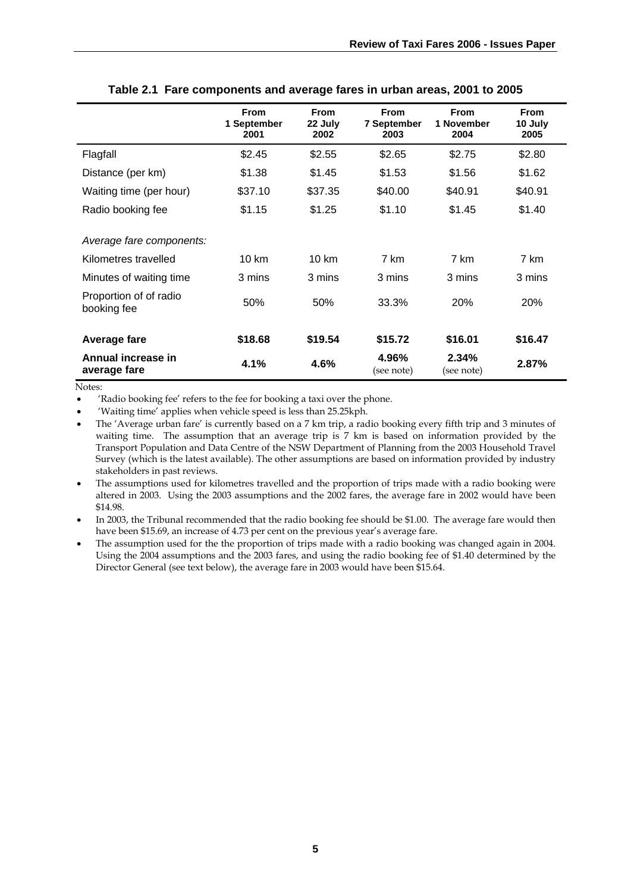**Table 2.1 Fare components and average fares in urban areas, 2001 to 2005**

| | From 1 September 2001 | From 22 July 2002 | From 7 September 2003 | From 1 November 2004 | From 10 July 2005 |
|---|---|---|---|---|---|
| Flagfall | $2.45 | $2.55 | $2.65 | $2.75 | $2.80 |
| Distance (per km) | $1.38 | $1.45 | $1.53 | $1.56 | $1.62 |
| Waiting time (per hour) | $37.10 | $37.35 | $40.00 | $40.91 | $40.91 |
| Radio booking fee | $1.15 | $1.25 | $1.10 | $1.45 | $1.40 |
| *Average fare components:* | | | | | |
| Kilometres travelled | 10 km | 10 km | 7 km | 7 km | 7 km |
| Minutes of waiting time | 3 mins | 3 mins | 3 mins | 3 mins | 3 mins |
| Proportion of of radio booking fee | 50% | 50% | 33.3% | 20% | 20% |
| **Average fare** | **$18.68** | **$19.54** | **$15.72** | **$16.01** | **$16.47** |
| **Annual increase in average fare** | **4.1%** | **4.6%** | **4.96%** (see note) | **2.34%** (see note) | **2.87%** |

Notes:

- 'Radio booking fee' refers to the fee for booking a taxi over the phone.
- 'Waiting time' applies when vehicle speed is less than 25.25kph.
- The 'Average urban fare' is currently based on a 7 km trip, a radio booking every fifth trip and 3 minutes of waiting time. The assumption that an average trip is 7 km is based on information provided by the Transport Population and Data Centre of the NSW Department of Planning from the 2003 Household Travel Survey (which is the latest available). The other assumptions are based on information provided by industry stakeholders in past reviews.
- The assumptions used for kilometres travelled and the proportion of trips made with a radio booking were altered in 2003. Using the 2003 assumptions and the 2002 fares, the average fare in 2002 would have been $14.98.
- In 2003, the Tribunal recommended that the radio booking fee should be $1.00. The average fare would then have been $15.69, an increase of 4.73 per cent on the previous year's average fare.
- The assumption used for the the proportion of trips made with a radio booking was changed again in 2004. Using the 2004 assumptions and the 2003 fares, and using the radio booking fee of $1.40 determined by the Director General (see text below), the average fare in 2003 would have been $15.64.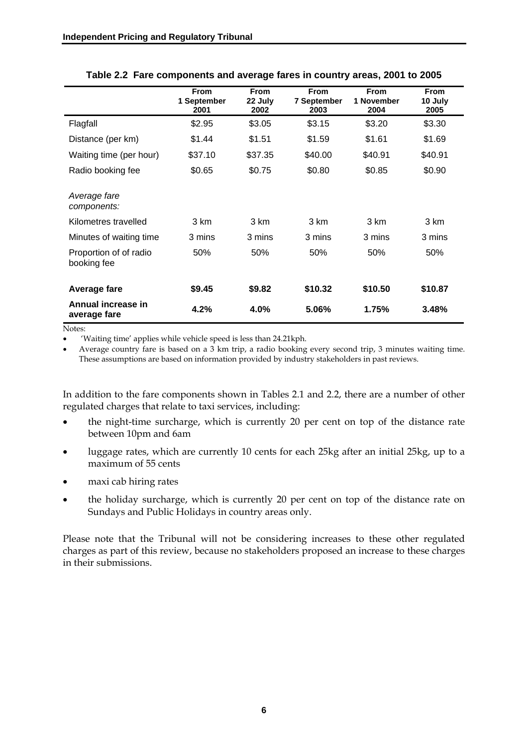**Table 2.2 Fare components and average fares in country areas, 2001 to 2005**

| | From 1 September 2001 | From 22 July 2002 | From 7 September 2003 | From 1 November 2004 | From 10 July 2005 |
|---|---|---|---|---|---|
| Flagfall | $2.95 | $3.05 | $3.15 | $3.20 | $3.30 |
| Distance (per km) | $1.44 | $1.51 | $1.59 | $1.61 | $1.69 |
| Waiting time (per hour) | $37.10 | $37.35 | $40.00 | $40.91 | $40.91 |
| Radio booking fee | $0.65 | $0.75 | $0.80 | $0.85 | $0.90 |
| *Average fare components:* | | | | | |
| Kilometres travelled | 3 km | 3 km | 3 km | 3 km | 3 km |
| Minutes of waiting time | 3 mins | 3 mins | 3 mins | 3 mins | 3 mins |
| Proportion of of radio booking fee | 50% | 50% | 50% | 50% | 50% |
| **Average fare** | **$9.45** | **$9.82** | **$10.32** | **$10.50** | **$10.87** |
| **Annual increase in average fare** | **4.2%** | **4.0%** | **5.06%** | **1.75%** | **3.48%** |

Notes:

- 'Waiting time' applies while vehicle speed is less than 24.21kph.
- Average country fare is based on a 3 km trip, a radio booking every second trip, 3 minutes waiting time. These assumptions are based on information provided by industry stakeholders in past reviews.

In addition to the fare components shown in Tables 2.1 and 2.2, there are a number of other regulated charges that relate to taxi services, including:

- the night-time surcharge, which is currently 20 per cent on top of the distance rate between 10pm and 6am
- luggage rates, which are currently 10 cents for each 25kg after an initial 25kg, up to a maximum of 55 cents
- maxi cab hiring rates
- the holiday surcharge, which is currently 20 per cent on top of the distance rate on Sundays and Public Holidays in country areas only.

Please note that the Tribunal will not be considering increases to these other regulated charges as part of this review, because no stakeholders proposed an increase to these charges in their submissions.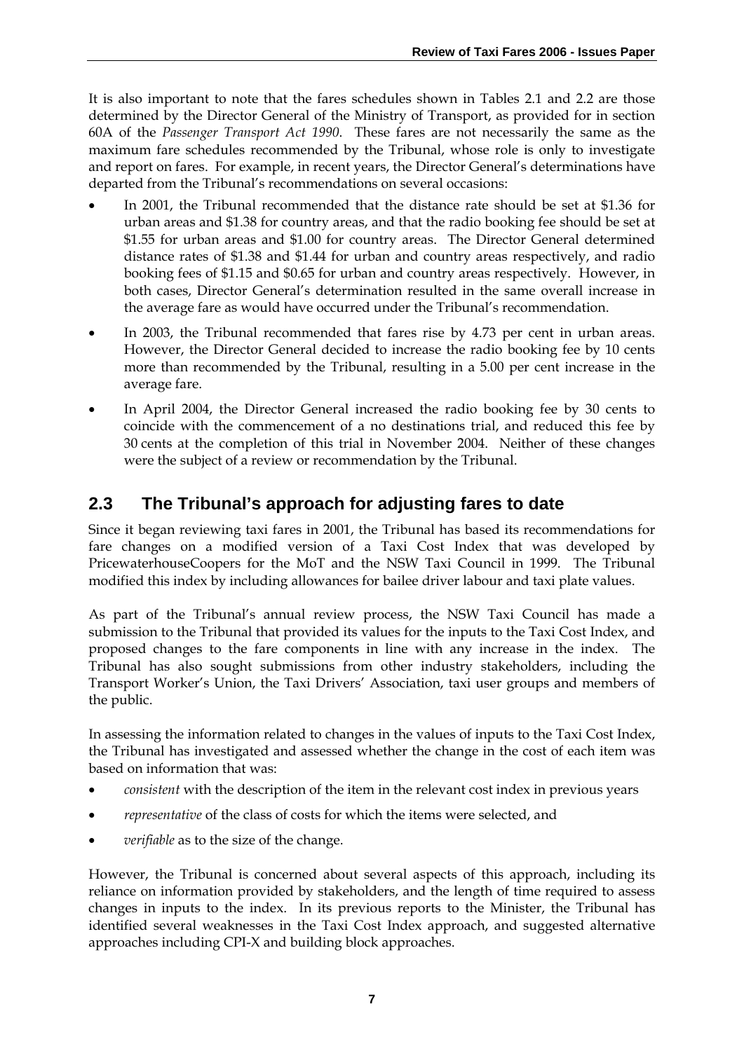It is also important to note that the fares schedules shown in Tables 2.1 and 2.2 are those determined by the Director General of the Ministry of Transport, as provided for in section 60A of the *Passenger Transport Act 1990*. These fares are not necessarily the same as the maximum fare schedules recommended by the Tribunal, whose role is only to investigate and report on fares. For example, in recent years, the Director General's determinations have departed from the Tribunal's recommendations on several occasions:

- In 2001, the Tribunal recommended that the distance rate should be set at $1.36 for urban areas and $1.38 for country areas, and that the radio booking fee should be set at $1.55 for urban areas and $1.00 for country areas. The Director General determined distance rates of $1.38 and $1.44 for urban and country areas respectively, and radio booking fees of $1.15 and $0.65 for urban and country areas respectively. However, in both cases, Director General's determination resulted in the same overall increase in the average fare as would have occurred under the Tribunal's recommendation.
- In 2003, the Tribunal recommended that fares rise by 4.73 per cent in urban areas. However, the Director General decided to increase the radio booking fee by 10 cents more than recommended by the Tribunal, resulting in a 5.00 per cent increase in the average fare.
- In April 2004, the Director General increased the radio booking fee by 30 cents to coincide with the commencement of a no destinations trial, and reduced this fee by 30 cents at the completion of this trial in November 2004. Neither of these changes were the subject of a review or recommendation by the Tribunal.

## 2.3 The Tribunal's approach for adjusting fares to date

Since it began reviewing taxi fares in 2001, the Tribunal has based its recommendations for fare changes on a modified version of a Taxi Cost Index that was developed by PricewaterhouseCoopers for the MoT and the NSW Taxi Council in 1999. The Tribunal modified this index by including allowances for bailee driver labour and taxi plate values.

As part of the Tribunal's annual review process, the NSW Taxi Council has made a submission to the Tribunal that provided its values for the inputs to the Taxi Cost Index, and proposed changes to the fare components in line with any increase in the index. The Tribunal has also sought submissions from other industry stakeholders, including the Transport Worker's Union, the Taxi Drivers' Association, taxi user groups and members of the public.

In assessing the information related to changes in the values of inputs to the Taxi Cost Index, the Tribunal has investigated and assessed whether the change in the cost of each item was based on information that was:

- *consistent* with the description of the item in the relevant cost index in previous years
- *representative* of the class of costs for which the items were selected, and
- *verifiable* as to the size of the change.

However, the Tribunal is concerned about several aspects of this approach, including its reliance on information provided by stakeholders, and the length of time required to assess changes in inputs to the index. In its previous reports to the Minister, the Tribunal has identified several weaknesses in the Taxi Cost Index approach, and suggested alternative approaches including CPI-X and building block approaches.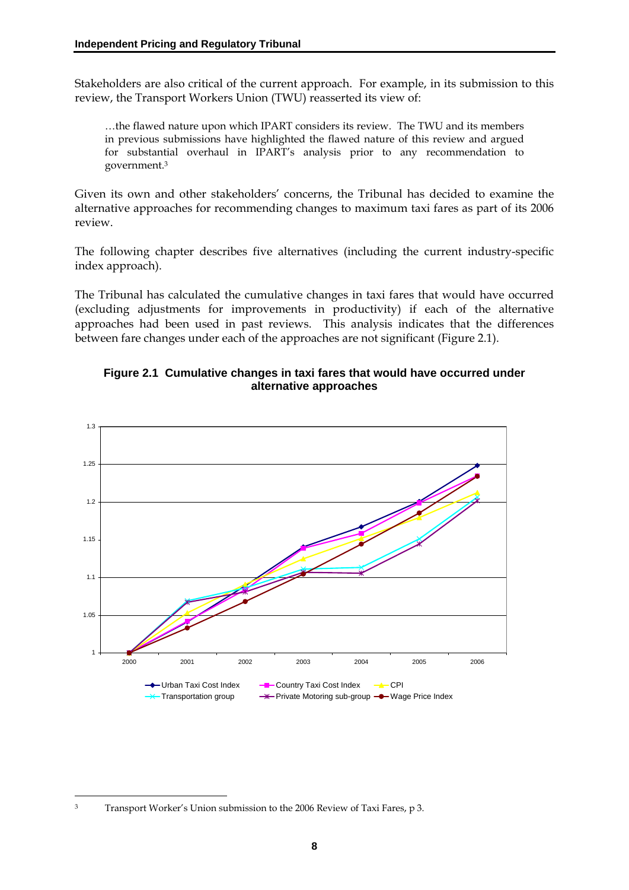Stakeholders are also critical of the current approach. For example, in its submission to this review, the Transport Workers Union (TWU) reasserted its view of:

> …the flawed nature upon which IPART considers its review. The TWU and its members in previous submissions have highlighted the flawed nature of this review and argued for substantial overhaul in IPART's analysis prior to any recommendation to government.[3]

Given its own and other stakeholders' concerns, the Tribunal has decided to examine the alternative approaches for recommending changes to maximum taxi fares as part of its 2006 review.

The following chapter describes five alternatives (including the current industry-specific index approach).

The Tribunal has calculated the cumulative changes in taxi fares that would have occurred (excluding adjustments for improvements in productivity) if each of the alternative approaches had been used in past reviews. This analysis indicates that the differences between fare changes under each of the approaches are not significant (Figure 2.1).

**Figure 2.1 Cumulative changes in taxi fares that would have occurred under alternative approaches**

---

[3] Transport Worker's Union submission to the 2006 Review of Taxi Fares, p 3.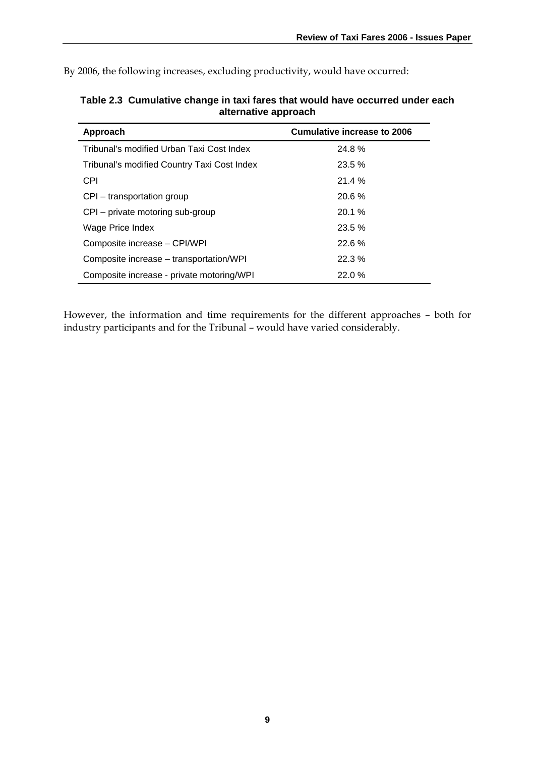By 2006, the following increases, excluding productivity, would have occurred:

**Table 2.3 Cumulative change in taxi fares that would have occurred under each alternative approach**

| Approach | Cumulative increase to 2006 |
|---|---|
| Tribunal's modified Urban Taxi Cost Index | 24.8 % |
| Tribunal's modified Country Taxi Cost Index | 23.5 % |
| CPI | 21.4 % |
| CPI – transportation group | 20.6 % |
| CPI – private motoring sub-group | 20.1 % |
| Wage Price Index | 23.5 % |
| Composite increase – CPI/WPI | 22.6 % |
| Composite increase – transportation/WPI | 22.3 % |
| Composite increase - private motoring/WPI | 22.0 % |

However, the information and time requirements for the different approaches – both for industry participants and for the Tribunal – would have varied considerably.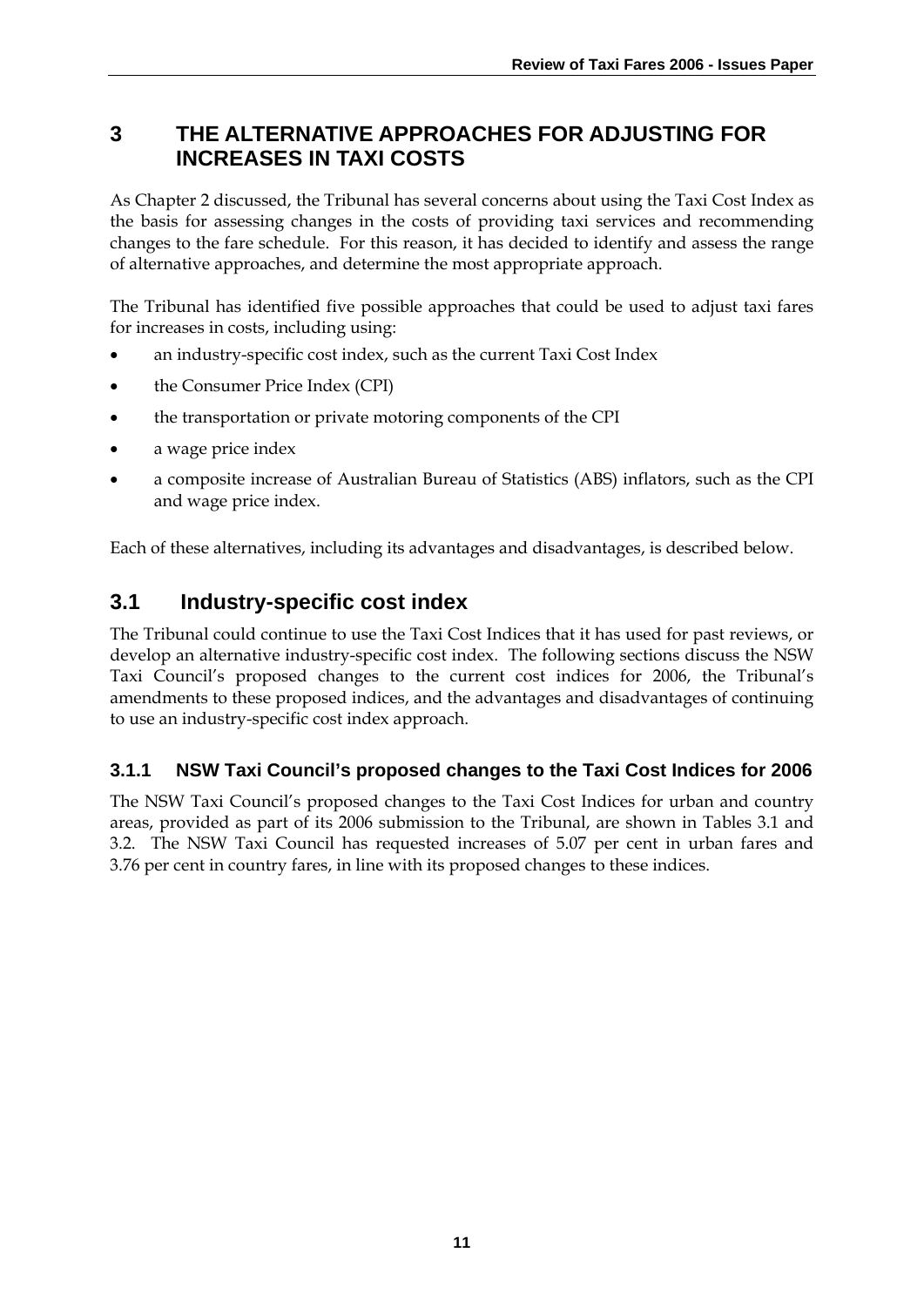# 3 THE ALTERNATIVE APPROACHES FOR ADJUSTING FOR INCREASES IN TAXI COSTS

As Chapter 2 discussed, the Tribunal has several concerns about using the Taxi Cost Index as the basis for assessing changes in the costs of providing taxi services and recommending changes to the fare schedule. For this reason, it has decided to identify and assess the range of alternative approaches, and determine the most appropriate approach.

The Tribunal has identified five possible approaches that could be used to adjust taxi fares for increases in costs, including using:

- an industry-specific cost index, such as the current Taxi Cost Index
- the Consumer Price Index (CPI)
- the transportation or private motoring components of the CPI
- a wage price index
- a composite increase of Australian Bureau of Statistics (ABS) inflators, such as the CPI and wage price index.

Each of these alternatives, including its advantages and disadvantages, is described below.

## 3.1 Industry-specific cost index

The Tribunal could continue to use the Taxi Cost Indices that it has used for past reviews, or develop an alternative industry-specific cost index. The following sections discuss the NSW Taxi Council's proposed changes to the current cost indices for 2006, the Tribunal's amendments to these proposed indices, and the advantages and disadvantages of continuing to use an industry-specific cost index approach.

### 3.1.1 NSW Taxi Council's proposed changes to the Taxi Cost Indices for 2006

The NSW Taxi Council's proposed changes to the Taxi Cost Indices for urban and country areas, provided as part of its 2006 submission to the Tribunal, are shown in Tables 3.1 and 3.2. The NSW Taxi Council has requested increases of 5.07 per cent in urban fares and 3.76 per cent in country fares, in line with its proposed changes to these indices.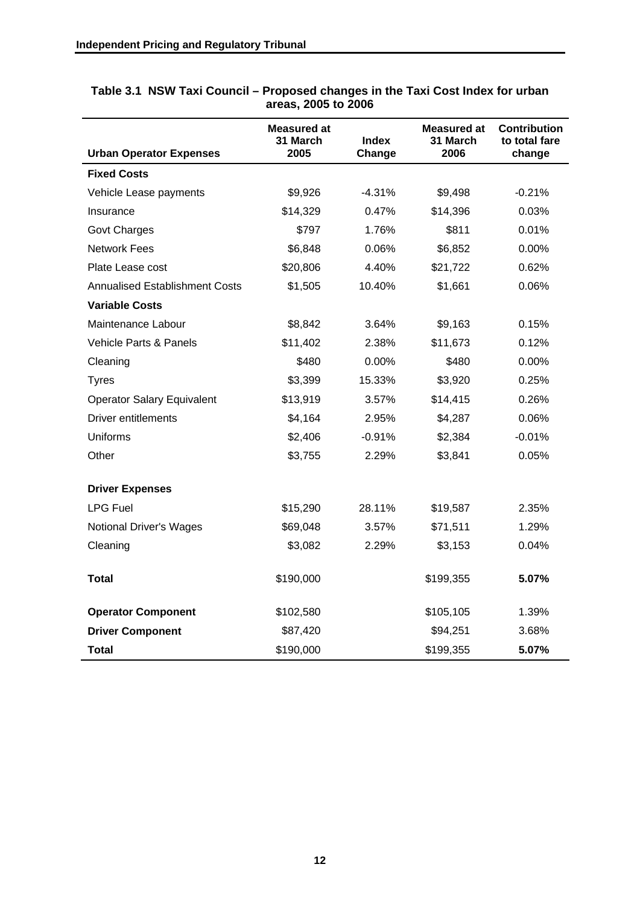**Table 3.1 NSW Taxi Council – Proposed changes in the Taxi Cost Index for urban areas, 2005 to 2006**

| Urban Operator Expenses | Measured at 31 March 2005 | Index Change | Measured at 31 March 2006 | Contribution to total fare change |
|---|---|---|---|---|
| **Fixed Costs** | | | | |
| Vehicle Lease payments | $9,926 | -4.31% | $9,498 | -0.21% |
| Insurance | $14,329 | 0.47% | $14,396 | 0.03% |
| Govt Charges | $797 | 1.76% | $811 | 0.01% |
| Network Fees | $6,848 | 0.06% | $6,852 | 0.00% |
| Plate Lease cost | $20,806 | 4.40% | $21,722 | 0.62% |
| Annualised Establishment Costs | $1,505 | 10.40% | $1,661 | 0.06% |
| **Variable Costs** | | | | |
| Maintenance Labour | $8,842 | 3.64% | $9,163 | 0.15% |
| Vehicle Parts & Panels | $11,402 | 2.38% | $11,673 | 0.12% |
| Cleaning | $480 | 0.00% | $480 | 0.00% |
| Tyres | $3,399 | 15.33% | $3,920 | 0.25% |
| Operator Salary Equivalent | $13,919 | 3.57% | $14,415 | 0.26% |
| Driver entitlements | $4,164 | 2.95% | $4,287 | 0.06% |
| Uniforms | $2,406 | -0.91% | $2,384 | -0.01% |
| Other | $3,755 | 2.29% | $3,841 | 0.05% |
| **Driver Expenses** | | | | |
| LPG Fuel | $15,290 | 28.11% | $19,587 | 2.35% |
| Notional Driver's Wages | $69,048 | 3.57% | $71,511 | 1.29% |
| Cleaning | $3,082 | 2.29% | $3,153 | 0.04% |
| **Total** | $190,000 | | $199,355 | **5.07%** |
| **Operator Component** | $102,580 | | $105,105 | 1.39% |
| **Driver Component** | $87,420 | | $94,251 | 3.68% |
| **Total** | $190,000 | | $199,355 | **5.07%** |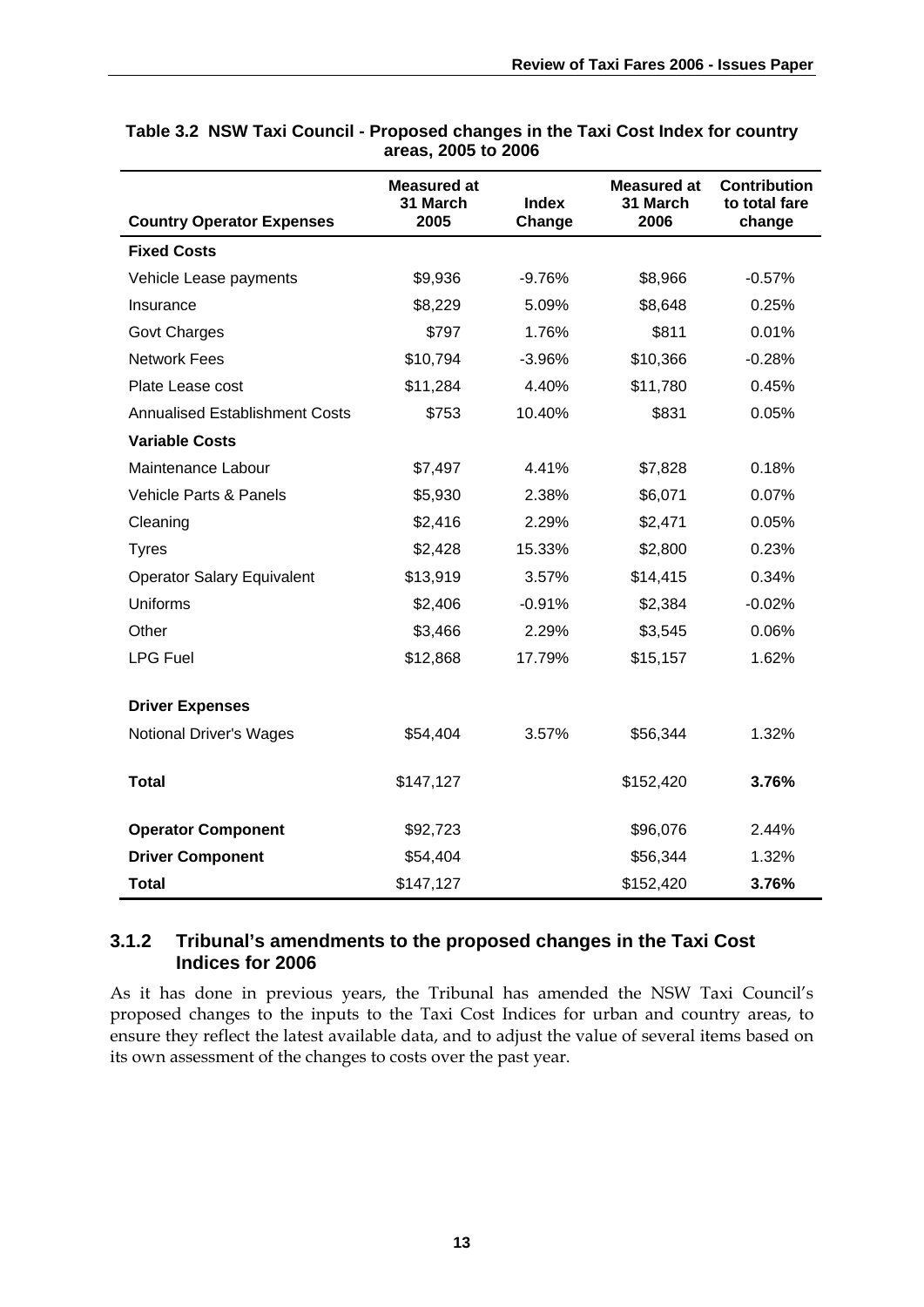**Table 3.2 NSW Taxi Council - Proposed changes in the Taxi Cost Index for country areas, 2005 to 2006**

| Country Operator Expenses | Measured at 31 March 2005 | Index Change | Measured at 31 March 2006 | Contribution to total fare change |
|---|---|---|---|---|
| **Fixed Costs** | | | | |
| Vehicle Lease payments | $9,936 | -9.76% | $8,966 | -0.57% |
| Insurance | $8,229 | 5.09% | $8,648 | 0.25% |
| Govt Charges | $797 | 1.76% | $811 | 0.01% |
| Network Fees | $10,794 | -3.96% | $10,366 | -0.28% |
| Plate Lease cost | $11,284 | 4.40% | $11,780 | 0.45% |
| Annualised Establishment Costs | $753 | 10.40% | $831 | 0.05% |
| **Variable Costs** | | | | |
| Maintenance Labour | $7,497 | 4.41% | $7,828 | 0.18% |
| Vehicle Parts & Panels | $5,930 | 2.38% | $6,071 | 0.07% |
| Cleaning | $2,416 | 2.29% | $2,471 | 0.05% |
| Tyres | $2,428 | 15.33% | $2,800 | 0.23% |
| Operator Salary Equivalent | $13,919 | 3.57% | $14,415 | 0.34% |
| Uniforms | $2,406 | -0.91% | $2,384 | -0.02% |
| Other | $3,466 | 2.29% | $3,545 | 0.06% |
| LPG Fuel | $12,868 | 17.79% | $15,157 | 1.62% |
| **Driver Expenses** | | | | |
| Notional Driver's Wages | $54,404 | 3.57% | $56,344 | 1.32% |
| **Total** | $147,127 | | $152,420 | **3.76%** |
| **Operator Component** | $92,723 | | $96,076 | 2.44% |
| **Driver Component** | $54,404 | | $56,344 | 1.32% |
| **Total** | $147,127 | | $152,420 | **3.76%** |

### 3.1.2 Tribunal's amendments to the proposed changes in the Taxi Cost Indices for 2006

As it has done in previous years, the Tribunal has amended the NSW Taxi Council's proposed changes to the inputs to the Taxi Cost Indices for urban and country areas, to ensure they reflect the latest available data, and to adjust the value of several items based on its own assessment of the changes to costs over the past year.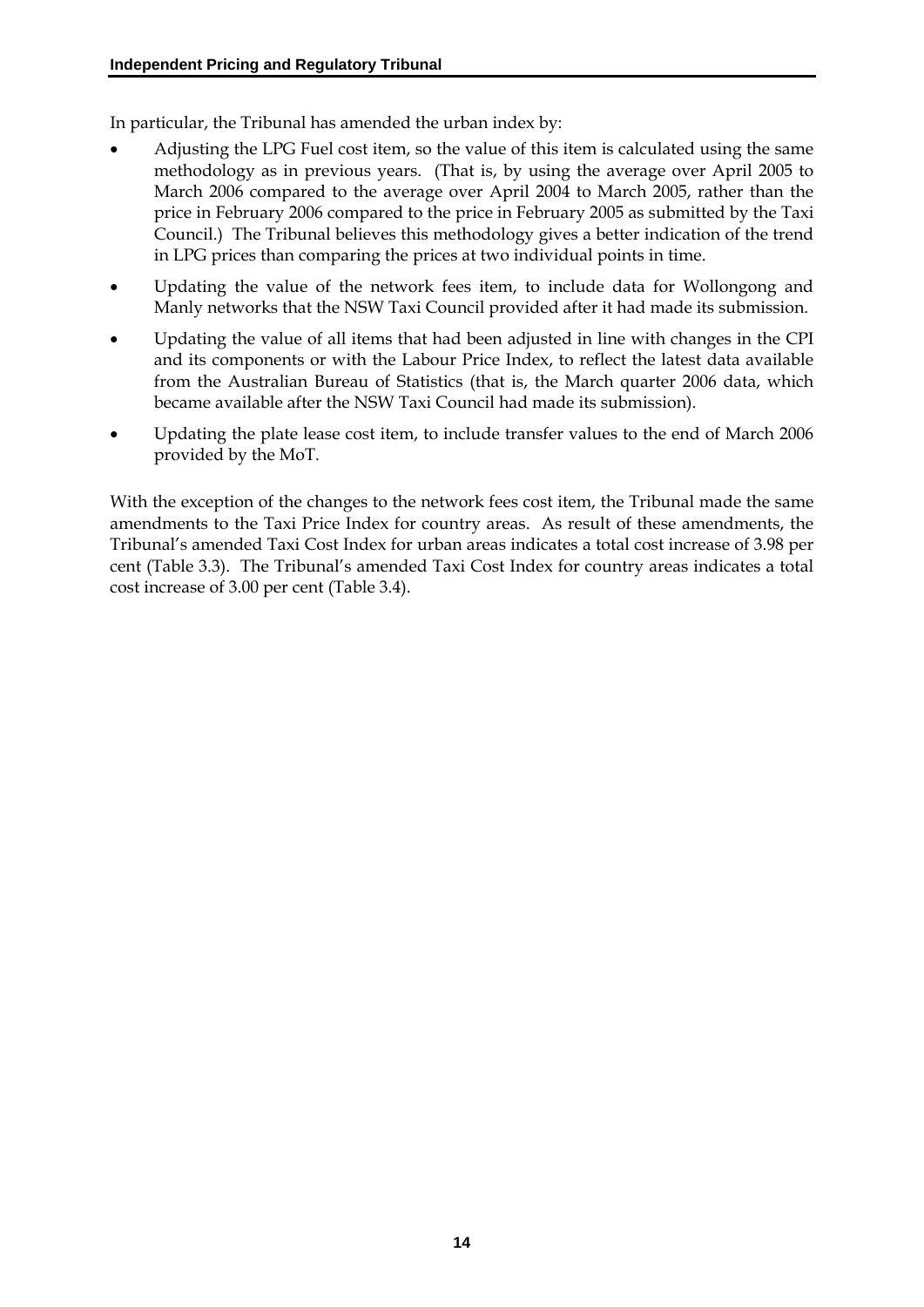In particular, the Tribunal has amended the urban index by:

- Adjusting the LPG Fuel cost item, so the value of this item is calculated using the same methodology as in previous years. (That is, by using the average over April 2005 to March 2006 compared to the average over April 2004 to March 2005, rather than the price in February 2006 compared to the price in February 2005 as submitted by the Taxi Council.) The Tribunal believes this methodology gives a better indication of the trend in LPG prices than comparing the prices at two individual points in time.
- Updating the value of the network fees item, to include data for Wollongong and Manly networks that the NSW Taxi Council provided after it had made its submission.
- Updating the value of all items that had been adjusted in line with changes in the CPI and its components or with the Labour Price Index, to reflect the latest data available from the Australian Bureau of Statistics (that is, the March quarter 2006 data, which became available after the NSW Taxi Council had made its submission).
- Updating the plate lease cost item, to include transfer values to the end of March 2006 provided by the MoT.

With the exception of the changes to the network fees cost item, the Tribunal made the same amendments to the Taxi Price Index for country areas. As result of these amendments, the Tribunal's amended Taxi Cost Index for urban areas indicates a total cost increase of 3.98 per cent (Table 3.3). The Tribunal's amended Taxi Cost Index for country areas indicates a total cost increase of 3.00 per cent (Table 3.4).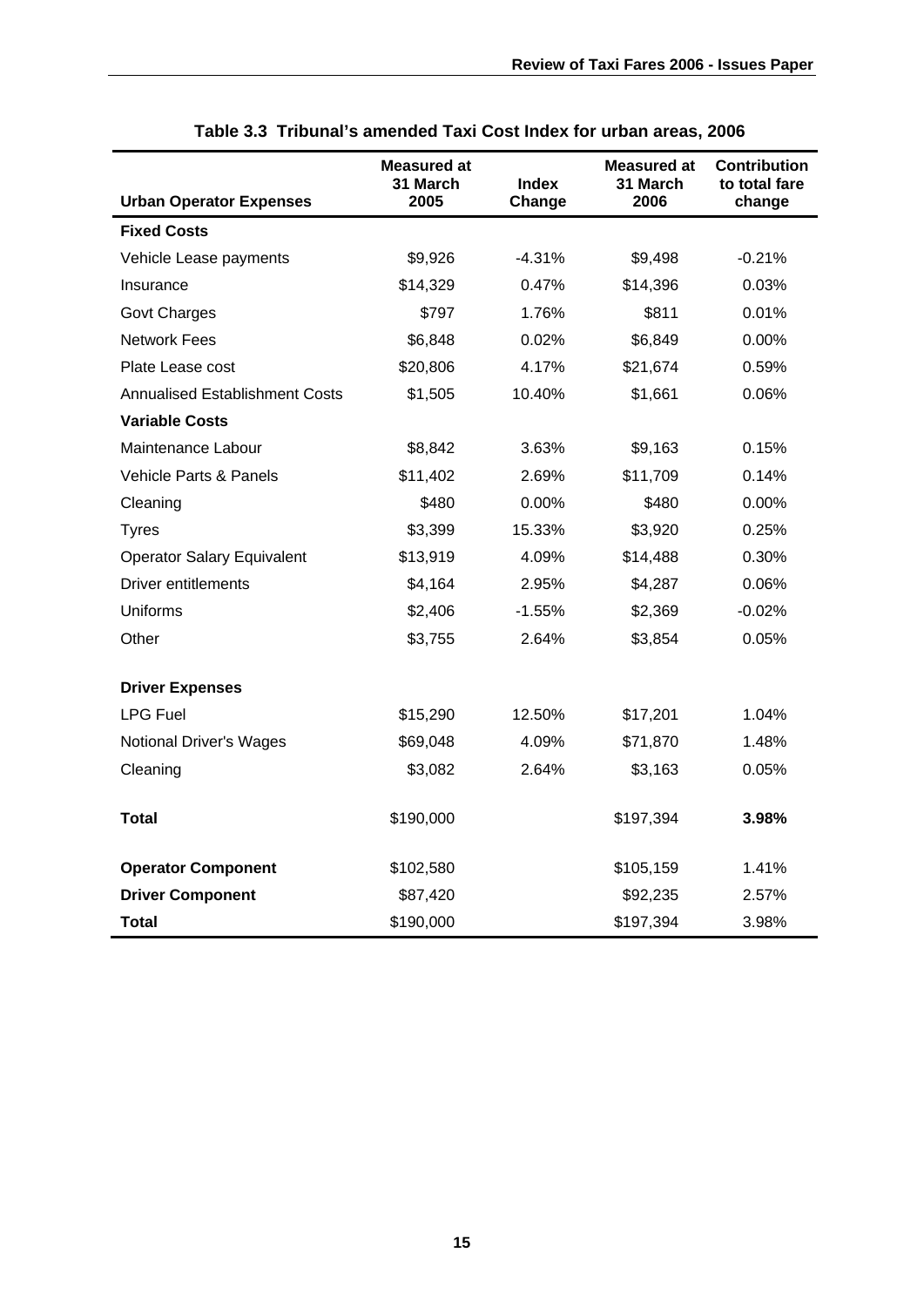**Table 3.3 Tribunal's amended Taxi Cost Index for urban areas, 2006**

| Urban Operator Expenses | Measured at 31 March 2005 | Index Change | Measured at 31 March 2006 | Contribution to total fare change |
|---|---|---|---|---|
| **Fixed Costs** | | | | |
| Vehicle Lease payments | $9,926 | -4.31% | $9,498 | -0.21% |
| Insurance | $14,329 | 0.47% | $14,396 | 0.03% |
| Govt Charges | $797 | 1.76% | $811 | 0.01% |
| Network Fees | $6,848 | 0.02% | $6,849 | 0.00% |
| Plate Lease cost | $20,806 | 4.17% | $21,674 | 0.59% |
| Annualised Establishment Costs | $1,505 | 10.40% | $1,661 | 0.06% |
| **Variable Costs** | | | | |
| Maintenance Labour | $8,842 | 3.63% | $9,163 | 0.15% |
| Vehicle Parts & Panels | $11,402 | 2.69% | $11,709 | 0.14% |
| Cleaning | $480 | 0.00% | $480 | 0.00% |
| Tyres | $3,399 | 15.33% | $3,920 | 0.25% |
| Operator Salary Equivalent | $13,919 | 4.09% | $14,488 | 0.30% |
| Driver entitlements | $4,164 | 2.95% | $4,287 | 0.06% |
| Uniforms | $2,406 | -1.55% | $2,369 | -0.02% |
| Other | $3,755 | 2.64% | $3,854 | 0.05% |
| **Driver Expenses** | | | | |
| LPG Fuel | $15,290 | 12.50% | $17,201 | 1.04% |
| Notional Driver's Wages | $69,048 | 4.09% | $71,870 | 1.48% |
| Cleaning | $3,082 | 2.64% | $3,163 | 0.05% |
| **Total** | $190,000 | | $197,394 | **3.98%** |
| **Operator Component** | $102,580 | | $105,159 | 1.41% |
| **Driver Component** | $87,420 | | $92,235 | 2.57% |
| **Total** | $190,000 | | $197,394 | 3.98% |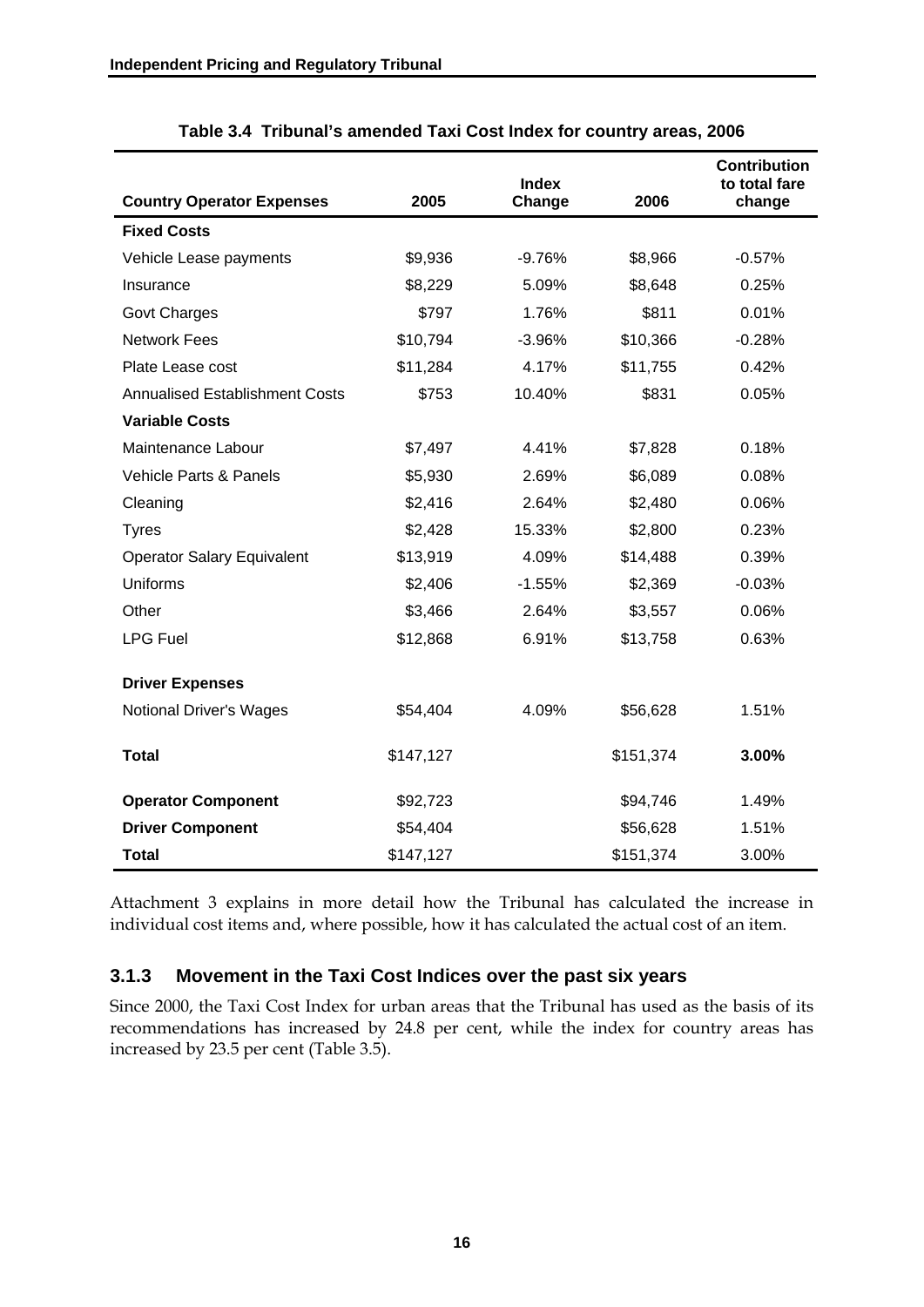**Table 3.4 Tribunal's amended Taxi Cost Index for country areas, 2006**

| Country Operator Expenses | 2005 | Index Change | 2006 | Contribution to total fare change |
|---|---|---|---|---|
| **Fixed Costs** | | | | |
| Vehicle Lease payments | $9,936 | -9.76% | $8,966 | -0.57% |
| Insurance | $8,229 | 5.09% | $8,648 | 0.25% |
| Govt Charges | $797 | 1.76% | $811 | 0.01% |
| Network Fees | $10,794 | -3.96% | $10,366 | -0.28% |
| Plate Lease cost | $11,284 | 4.17% | $11,755 | 0.42% |
| Annualised Establishment Costs | $753 | 10.40% | $831 | 0.05% |
| **Variable Costs** | | | | |
| Maintenance Labour | $7,497 | 4.41% | $7,828 | 0.18% |
| Vehicle Parts & Panels | $5,930 | 2.69% | $6,089 | 0.08% |
| Cleaning | $2,416 | 2.64% | $2,480 | 0.06% |
| Tyres | $2,428 | 15.33% | $2,800 | 0.23% |
| Operator Salary Equivalent | $13,919 | 4.09% | $14,488 | 0.39% |
| Uniforms | $2,406 | -1.55% | $2,369 | -0.03% |
| Other | $3,466 | 2.64% | $3,557 | 0.06% |
| LPG Fuel | $12,868 | 6.91% | $13,758 | 0.63% |
| **Driver Expenses** | | | | |
| Notional Driver's Wages | $54,404 | 4.09% | $56,628 | 1.51% |
| **Total** | $147,127 | | $151,374 | **3.00%** |
| **Operator Component** | $92,723 | | $94,746 | 1.49% |
| **Driver Component** | $54,404 | | $56,628 | 1.51% |
| **Total** | $147,127 | | $151,374 | 3.00% |

Attachment 3 explains in more detail how the Tribunal has calculated the increase in individual cost items and, where possible, how it has calculated the actual cost of an item.

### 3.1.3 Movement in the Taxi Cost Indices over the past six years

Since 2000, the Taxi Cost Index for urban areas that the Tribunal has used as the basis of its recommendations has increased by 24.8 per cent, while the index for country areas has increased by 23.5 per cent (Table 3.5).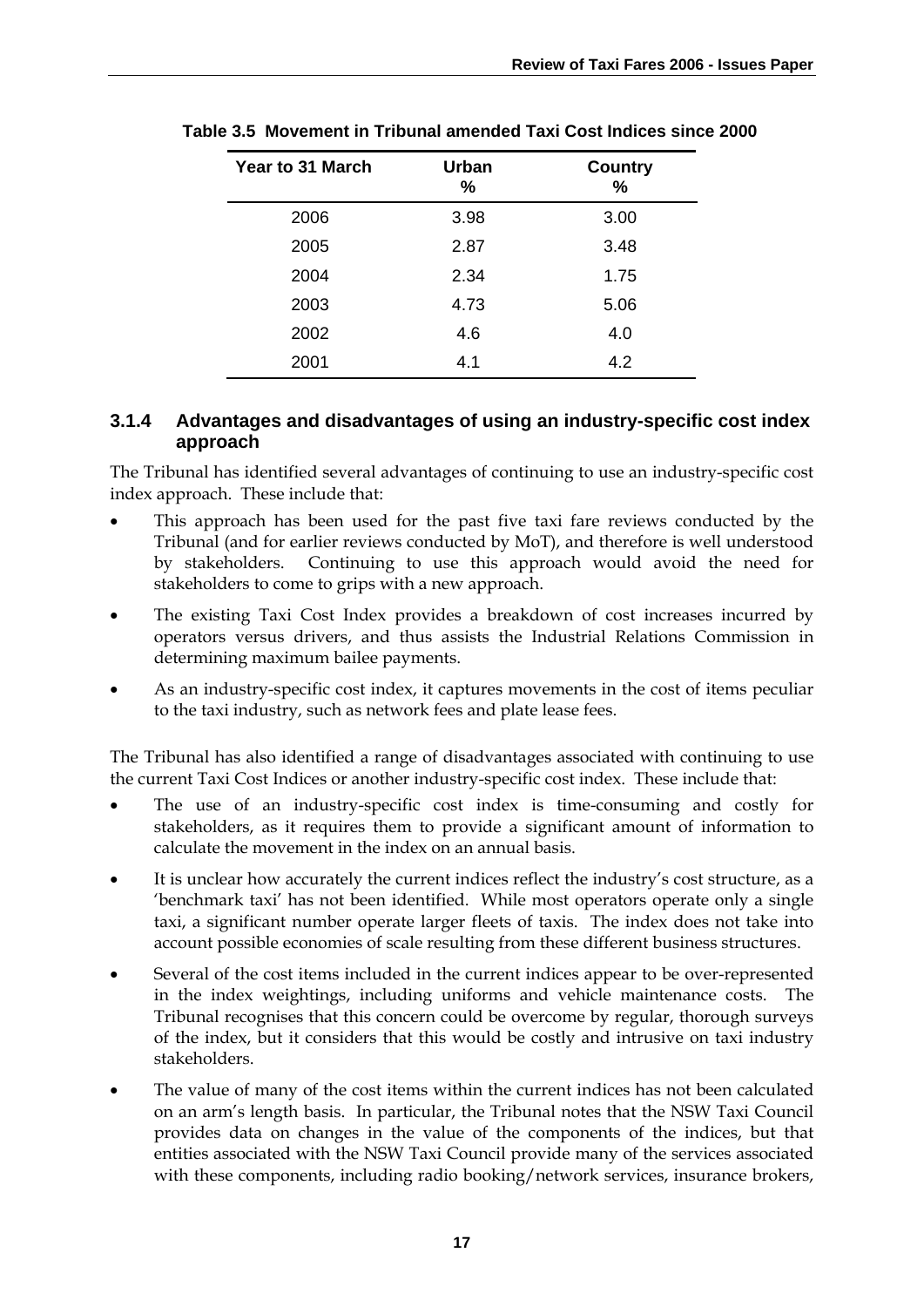**Table 3.5 Movement in Tribunal amended Taxi Cost Indices since 2000**

| Year to 31 March | Urban % | Country % |
|---|---|---|
| 2006 | 3.98 | 3.00 |
| 2005 | 2.87 | 3.48 |
| 2004 | 2.34 | 1.75 |
| 2003 | 4.73 | 5.06 |
| 2002 | 4.6 | 4.0 |
| 2001 | 4.1 | 4.2 |

### 3.1.4 Advantages and disadvantages of using an industry-specific cost index approach

The Tribunal has identified several advantages of continuing to use an industry-specific cost index approach. These include that:

- This approach has been used for the past five taxi fare reviews conducted by the Tribunal (and for earlier reviews conducted by MoT), and therefore is well understood by stakeholders. Continuing to use this approach would avoid the need for stakeholders to come to grips with a new approach.
- The existing Taxi Cost Index provides a breakdown of cost increases incurred by operators versus drivers, and thus assists the Industrial Relations Commission in determining maximum bailee payments.
- As an industry-specific cost index, it captures movements in the cost of items peculiar to the taxi industry, such as network fees and plate lease fees.

The Tribunal has also identified a range of disadvantages associated with continuing to use the current Taxi Cost Indices or another industry-specific cost index. These include that:

- The use of an industry-specific cost index is time-consuming and costly for stakeholders, as it requires them to provide a significant amount of information to calculate the movement in the index on an annual basis.
- It is unclear how accurately the current indices reflect the industry's cost structure, as a 'benchmark taxi' has not been identified. While most operators operate only a single taxi, a significant number operate larger fleets of taxis. The index does not take into account possible economies of scale resulting from these different business structures.
- Several of the cost items included in the current indices appear to be over-represented in the index weightings, including uniforms and vehicle maintenance costs. The Tribunal recognises that this concern could be overcome by regular, thorough surveys of the index, but it considers that this would be costly and intrusive on taxi industry stakeholders.
- The value of many of the cost items within the current indices has not been calculated on an arm's length basis. In particular, the Tribunal notes that the NSW Taxi Council provides data on changes in the value of the components of the indices, but that entities associated with the NSW Taxi Council provide many of the services associated with these components, including radio booking/network services, insurance brokers,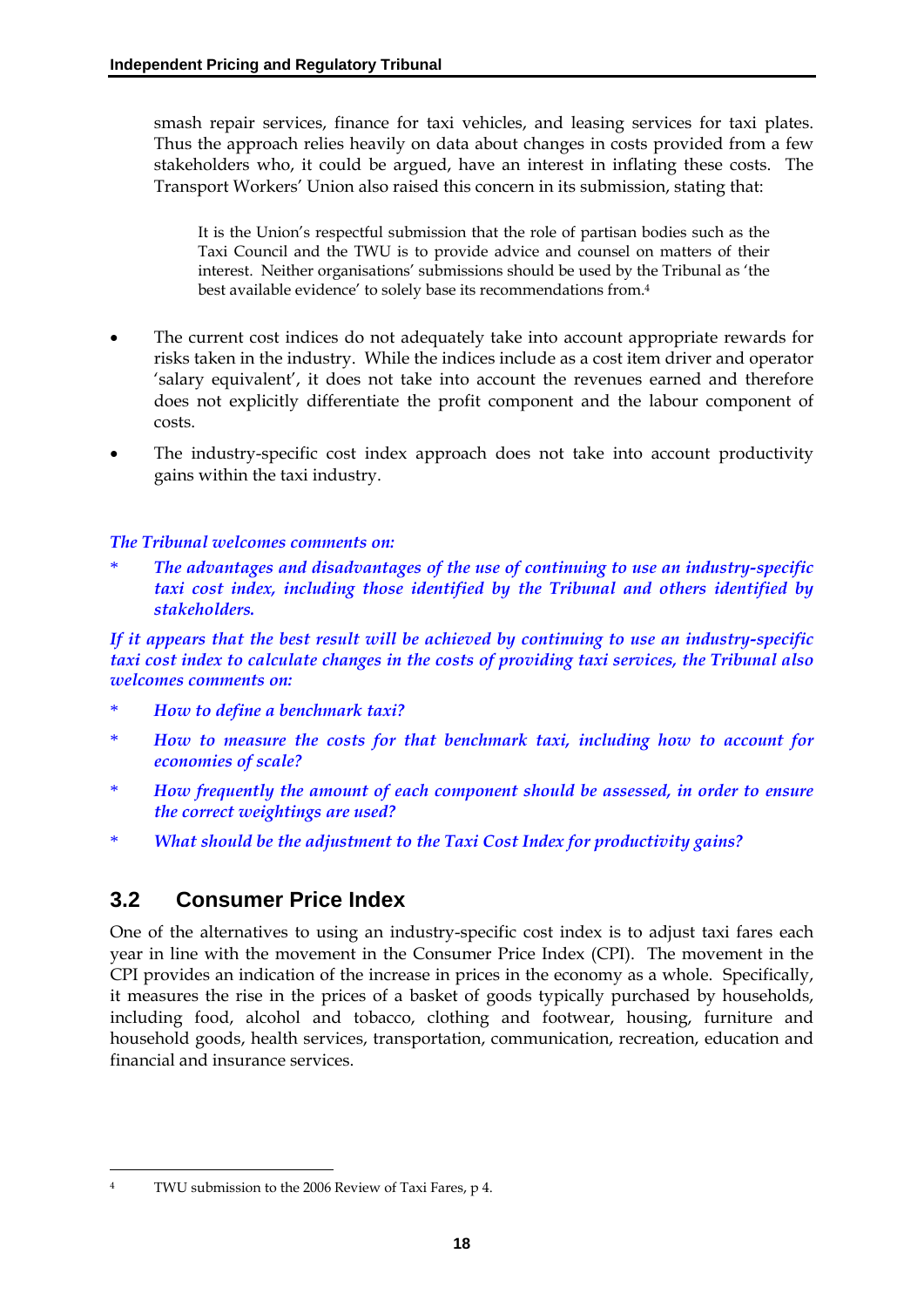smash repair services, finance for taxi vehicles, and leasing services for taxi plates. Thus the approach relies heavily on data about changes in costs provided from a few stakeholders who, it could be argued, have an interest in inflating these costs. The Transport Workers' Union also raised this concern in its submission, stating that:

> It is the Union's respectful submission that the role of partisan bodies such as the Taxi Council and the TWU is to provide advice and counsel on matters of their interest. Neither organisations' submissions should be used by the Tribunal as 'the best available evidence' to solely base its recommendations from.[4]

- The current cost indices do not adequately take into account appropriate rewards for risks taken in the industry. While the indices include as a cost item driver and operator 'salary equivalent', it does not take into account the revenues earned and therefore does not explicitly differentiate the profit component and the labour component of costs.
- The industry-specific cost index approach does not take into account productivity gains within the taxi industry.

*The Tribunal welcomes comments on:*

- ***The advantages and disadvantages of the use of continuing to use an industry-specific taxi cost index, including those identified by the Tribunal and others identified by stakeholders.***

*If it appears that the best result will be achieved by continuing to use an industry-specific taxi cost index to calculate changes in the costs of providing taxi services, the Tribunal also welcomes comments on:*

- *How to define a benchmark taxi?*
- *How to measure the costs for that benchmark taxi, including how to account for economies of scale?*
- *How frequently the amount of each component should be assessed, in order to ensure the correct weightings are used?*
- *What should be the adjustment to the Taxi Cost Index for productivity gains?*

## 3.2 Consumer Price Index

One of the alternatives to using an industry-specific cost index is to adjust taxi fares each year in line with the movement in the Consumer Price Index (CPI). The movement in the CPI provides an indication of the increase in prices in the economy as a whole. Specifically, it measures the rise in the prices of a basket of goods typically purchased by households, including food, alcohol and tobacco, clothing and footwear, housing, furniture and household goods, health services, transportation, communication, recreation, education and financial and insurance services.

---

[4] TWU submission to the 2006 Review of Taxi Fares, p 4.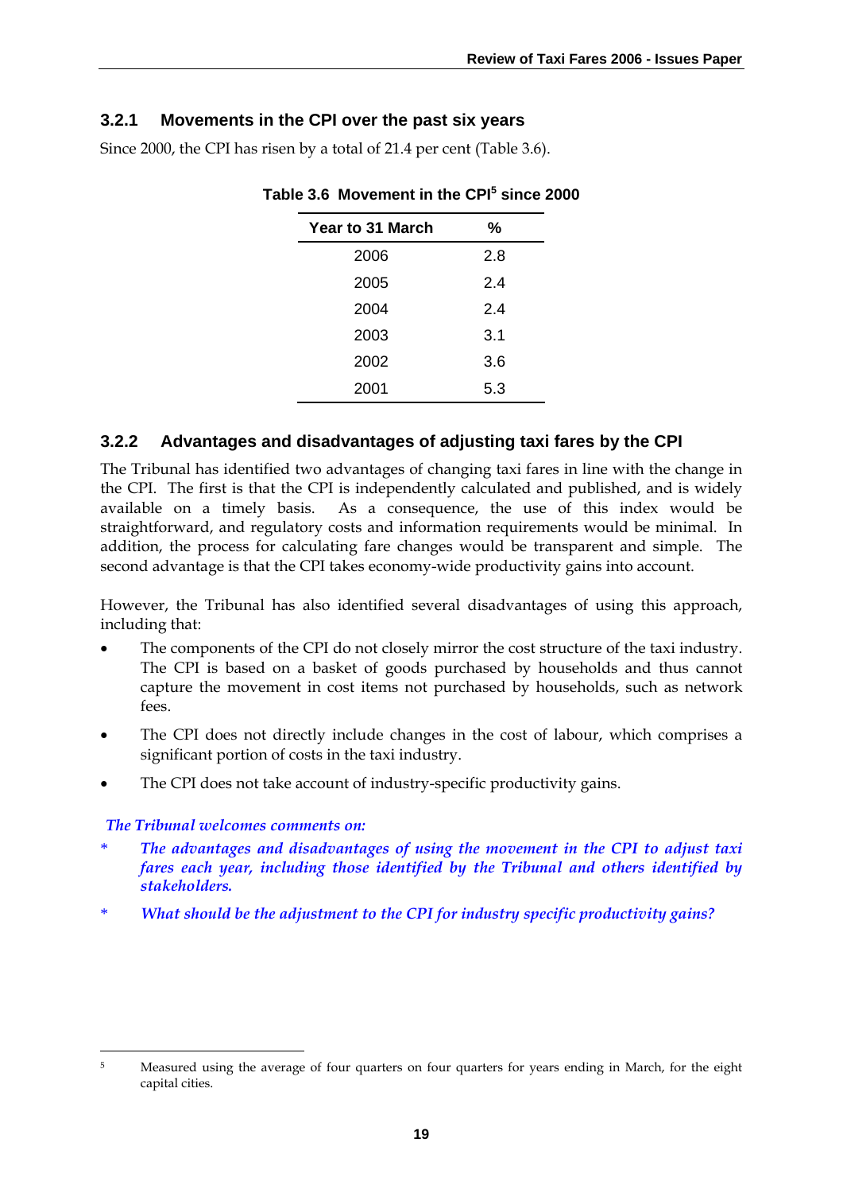### 3.2.1 Movements in the CPI over the past six years

Since 2000, the CPI has risen by a total of 21.4 per cent (Table 3.6).

**Table 3.6 Movement in the CPI[5] since 2000**

| Year to 31 March | % |
|---|---|
| 2006 | 2.8 |
| 2005 | 2.4 |
| 2004 | 2.4 |
| 2003 | 3.1 |
| 2002 | 3.6 |
| 2001 | 5.3 |

### 3.2.2 Advantages and disadvantages of adjusting taxi fares by the CPI

The Tribunal has identified two advantages of changing taxi fares in line with the change in the CPI. The first is that the CPI is independently calculated and published, and is widely available on a timely basis. As a consequence, the use of this index would be straightforward, and regulatory costs and information requirements would be minimal. In addition, the process for calculating fare changes would be transparent and simple. The second advantage is that the CPI takes economy-wide productivity gains into account.

However, the Tribunal has also identified several disadvantages of using this approach, including that:

- The components of the CPI do not closely mirror the cost structure of the taxi industry. The CPI is based on a basket of goods purchased by households and thus cannot capture the movement in cost items not purchased by households, such as network fees.
- The CPI does not directly include changes in the cost of labour, which comprises a significant portion of costs in the taxi industry.
- The CPI does not take account of industry-specific productivity gains.

*The Tribunal welcomes comments on:*

\* ***The advantages and disadvantages of using the movement in the CPI to adjust taxi fares each year, including those identified by the Tribunal and others identified by stakeholders.***

\* ***What should be the adjustment to the CPI for industry specific productivity gains?***

---

[5] Measured using the average of four quarters on four quarters for years ending in March, for the eight capital cities.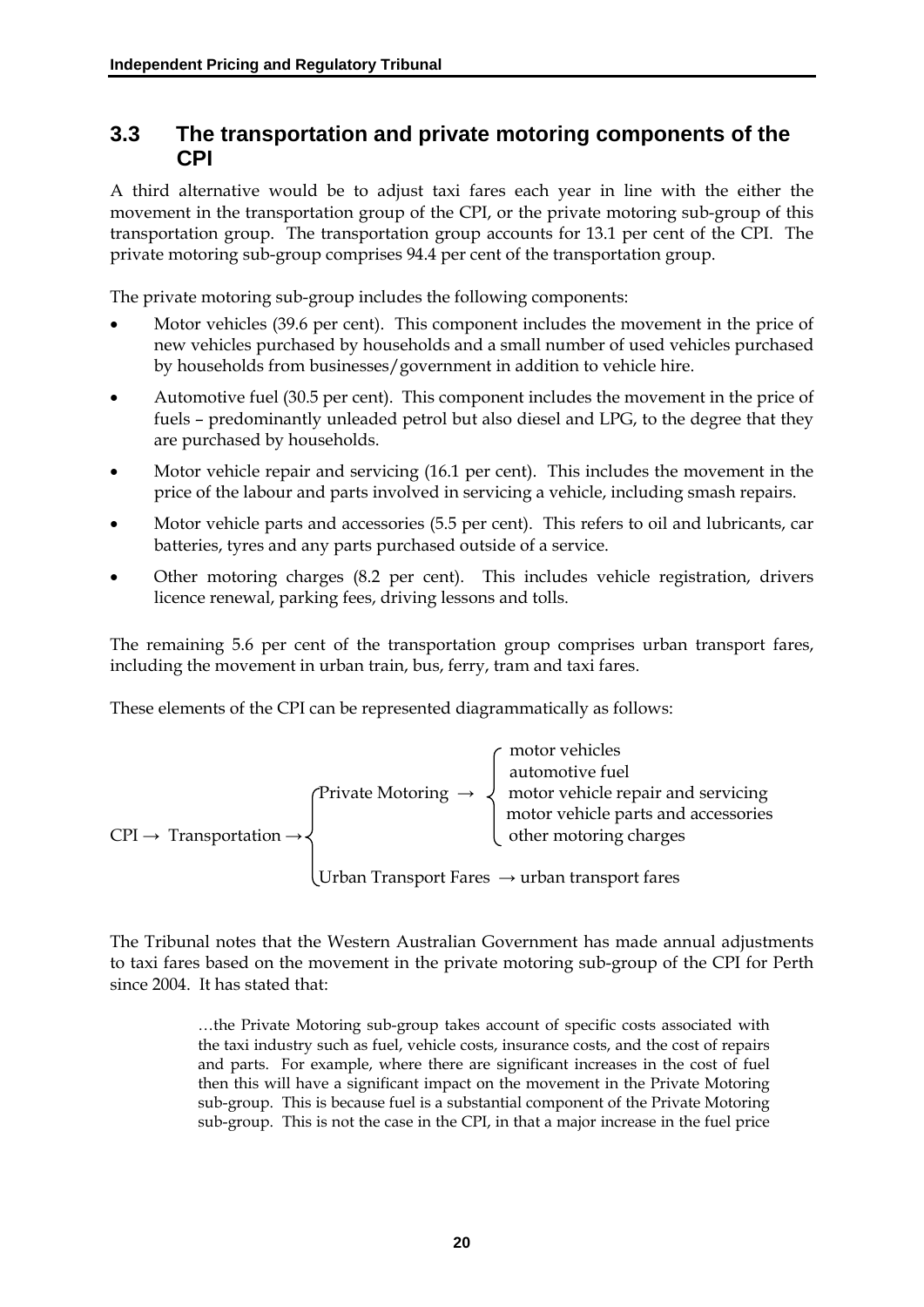## 3.3 The transportation and private motoring components of the CPI

A third alternative would be to adjust taxi fares each year in line with the either the movement in the transportation group of the CPI, or the private motoring sub-group of this transportation group. The transportation group accounts for 13.1 per cent of the CPI. The private motoring sub-group comprises 94.4 per cent of the transportation group.

The private motoring sub-group includes the following components:

- Motor vehicles (39.6 per cent). This component includes the movement in the price of new vehicles purchased by households and a small number of used vehicles purchased by households from businesses/government in addition to vehicle hire.
- Automotive fuel (30.5 per cent). This component includes the movement in the price of fuels – predominantly unleaded petrol but also diesel and LPG, to the degree that they are purchased by households.
- Motor vehicle repair and servicing (16.1 per cent). This includes the movement in the price of the labour and parts involved in servicing a vehicle, including smash repairs.
- Motor vehicle parts and accessories (5.5 per cent). This refers to oil and lubricants, car batteries, tyres and any parts purchased outside of a service.
- Other motoring charges (8.2 per cent). This includes vehicle registration, drivers licence renewal, parking fees, driving lessons and tolls.

The remaining 5.6 per cent of the transportation group comprises urban transport fares, including the movement in urban train, bus, ferry, tram and taxi fares.

These elements of the CPI can be represented diagrammatically as follows:

```
                              ┌ Private Motoring →      ┌ motor vehicles
                              │                         │ automotive fuel
CPI → Transportation →        │                         │ motor vehicle repair and servicing
                              │                         │ motor vehicle parts and accessories
                              │                         └ other motoring charges
                              │
                              └ Urban Transport Fares → urban transport fares
```

The Tribunal notes that the Western Australian Government has made annual adjustments to taxi fares based on the movement in the private motoring sub-group of the CPI for Perth since 2004. It has stated that:

> …the Private Motoring sub-group takes account of specific costs associated with the taxi industry such as fuel, vehicle costs, insurance costs, and the cost of repairs and parts. For example, where there are significant increases in the cost of fuel then this will have a significant impact on the movement in the Private Motoring sub-group. This is because fuel is a substantial component of the Private Motoring sub-group. This is not the case in the CPI, in that a major increase in the fuel price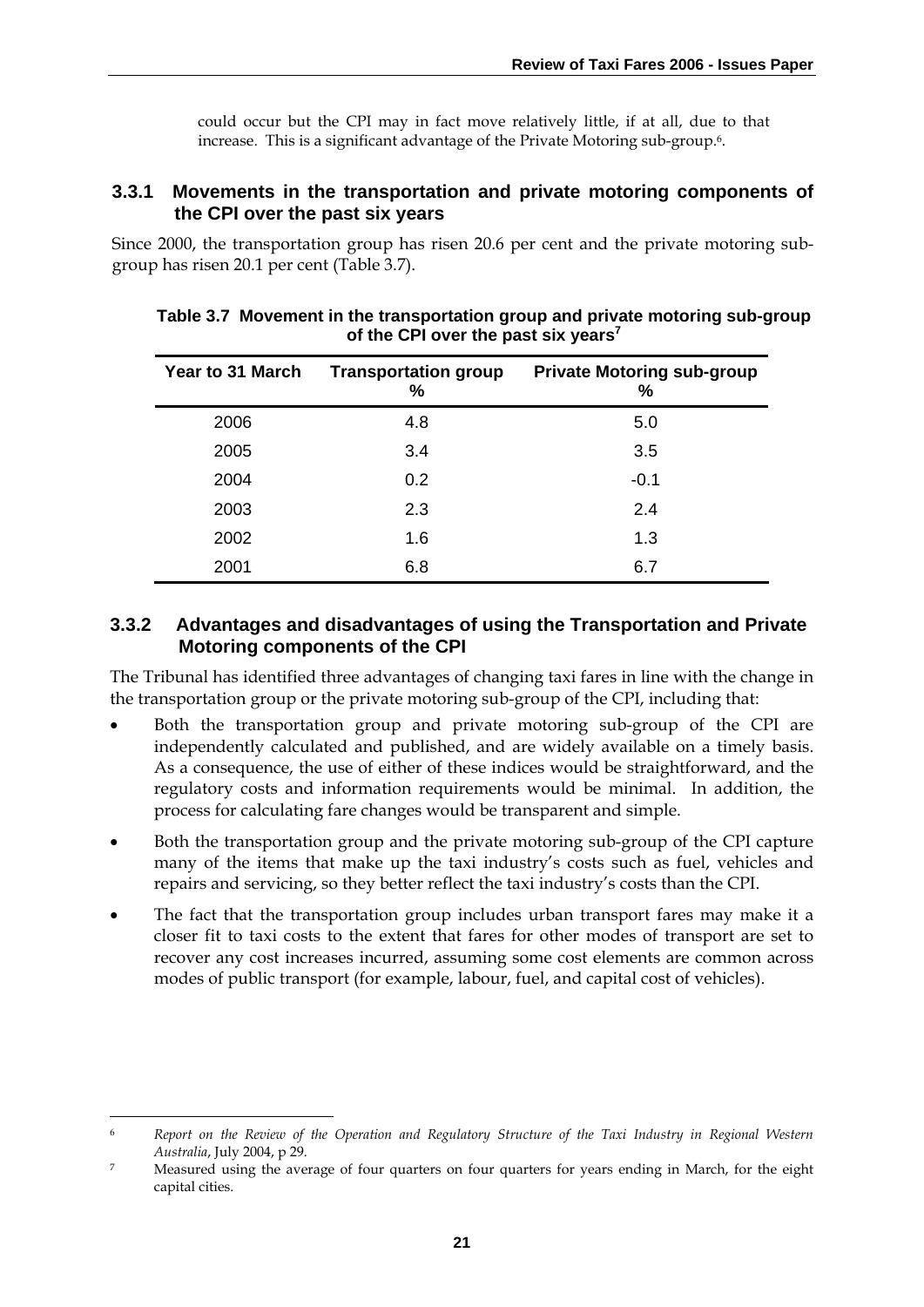could occur but the CPI may in fact move relatively little, if at all, due to that increase. This is a significant advantage of the Private Motoring sub-group.[6].

### 3.3.1 Movements in the transportation and private motoring components of the CPI over the past six years

Since 2000, the transportation group has risen 20.6 per cent and the private motoring sub-group has risen 20.1 per cent (Table 3.7).

**Table 3.7 Movement in the transportation group and private motoring sub-group of the CPI over the past six years[7]**

| Year to 31 March | Transportation group % | Private Motoring sub-group % |
|---|---|---|
| 2006 | 4.8 | 5.0 |
| 2005 | 3.4 | 3.5 |
| 2004 | 0.2 | -0.1 |
| 2003 | 2.3 | 2.4 |
| 2002 | 1.6 | 1.3 |
| 2001 | 6.8 | 6.7 |

### 3.3.2 Advantages and disadvantages of using the Transportation and Private Motoring components of the CPI

The Tribunal has identified three advantages of changing taxi fares in line with the change in the transportation group or the private motoring sub-group of the CPI, including that:

- Both the transportation group and private motoring sub-group of the CPI are independently calculated and published, and are widely available on a timely basis. As a consequence, the use of either of these indices would be straightforward, and the regulatory costs and information requirements would be minimal. In addition, the process for calculating fare changes would be transparent and simple.
- Both the transportation group and the private motoring sub-group of the CPI capture many of the items that make up the taxi industry's costs such as fuel, vehicles and repairs and servicing, so they better reflect the taxi industry's costs than the CPI.
- The fact that the transportation group includes urban transport fares may make it a closer fit to taxi costs to the extent that fares for other modes of transport are set to recover any cost increases incurred, assuming some cost elements are common across modes of public transport (for example, labour, fuel, and capital cost of vehicles).

---

6 *Report on the Review of the Operation and Regulatory Structure of the Taxi Industry in Regional Western Australia*, July 2004, p 29.

7 Measured using the average of four quarters on four quarters for years ending in March, for the eight capital cities.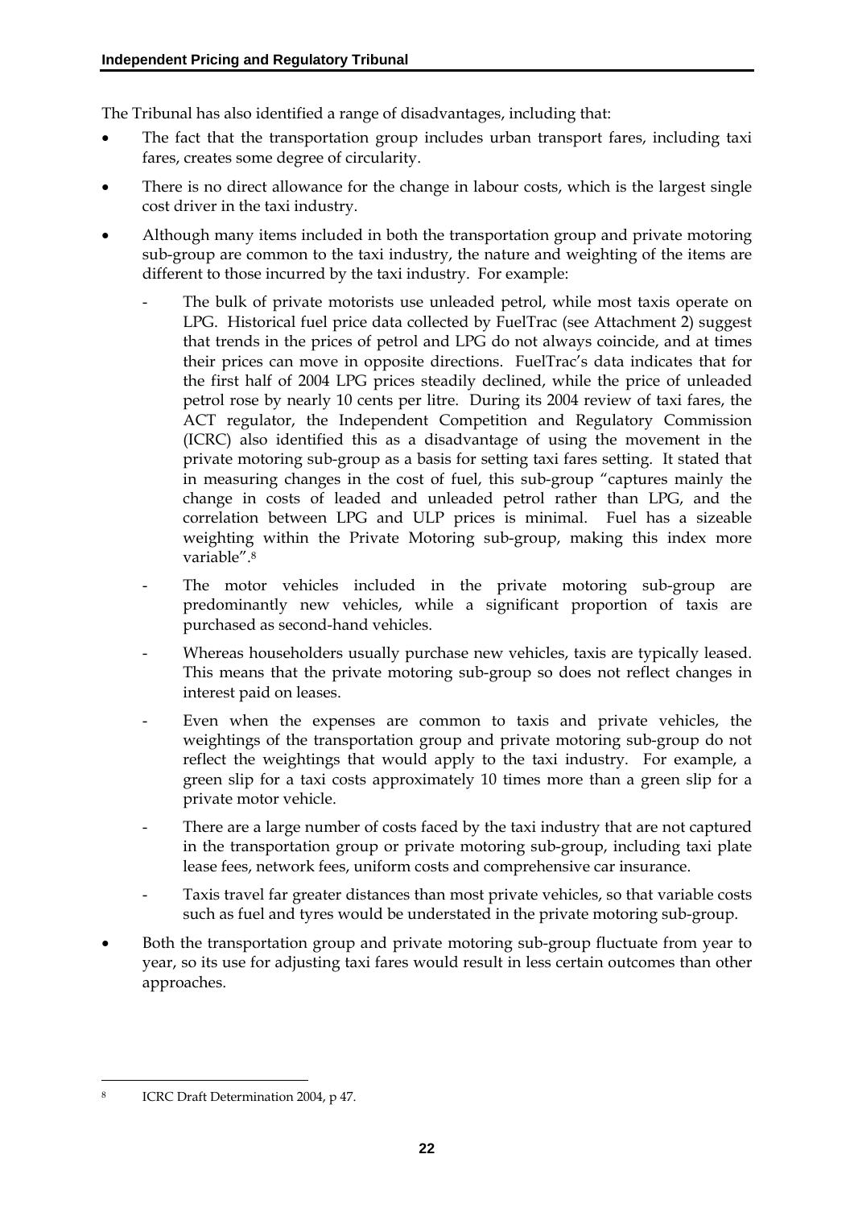The Tribunal has also identified a range of disadvantages, including that:

- The fact that the transportation group includes urban transport fares, including taxi fares, creates some degree of circularity.
- There is no direct allowance for the change in labour costs, which is the largest single cost driver in the taxi industry.
- Although many items included in both the transportation group and private motoring sub-group are common to the taxi industry, the nature and weighting of the items are different to those incurred by the taxi industry. For example:
  - The bulk of private motorists use unleaded petrol, while most taxis operate on LPG. Historical fuel price data collected by FuelTrac (see Attachment 2) suggest that trends in the prices of petrol and LPG do not always coincide, and at times their prices can move in opposite directions. FuelTrac's data indicates that for the first half of 2004 LPG prices steadily declined, while the price of unleaded petrol rose by nearly 10 cents per litre. During its 2004 review of taxi fares, the ACT regulator, the Independent Competition and Regulatory Commission (ICRC) also identified this as a disadvantage of using the movement in the private motoring sub-group as a basis for setting taxi fares setting. It stated that in measuring changes in the cost of fuel, this sub-group "captures mainly the change in costs of leaded and unleaded petrol rather than LPG, and the correlation between LPG and ULP prices is minimal. Fuel has a sizeable weighting within the Private Motoring sub-group, making this index more variable".[8]
  - The motor vehicles included in the private motoring sub-group are predominantly new vehicles, while a significant proportion of taxis are purchased as second-hand vehicles.
  - Whereas householders usually purchase new vehicles, taxis are typically leased. This means that the private motoring sub-group so does not reflect changes in interest paid on leases.
  - Even when the expenses are common to taxis and private vehicles, the weightings of the transportation group and private motoring sub-group do not reflect the weightings that would apply to the taxi industry. For example, a green slip for a taxi costs approximately 10 times more than a green slip for a private motor vehicle.
  - There are a large number of costs faced by the taxi industry that are not captured in the transportation group or private motoring sub-group, including taxi plate lease fees, network fees, uniform costs and comprehensive car insurance.
  - Taxis travel far greater distances than most private vehicles, so that variable costs such as fuel and tyres would be understated in the private motoring sub-group.
- Both the transportation group and private motoring sub-group fluctuate from year to year, so its use for adjusting taxi fares would result in less certain outcomes than other approaches.

[8] ICRC Draft Determination 2004, p 47.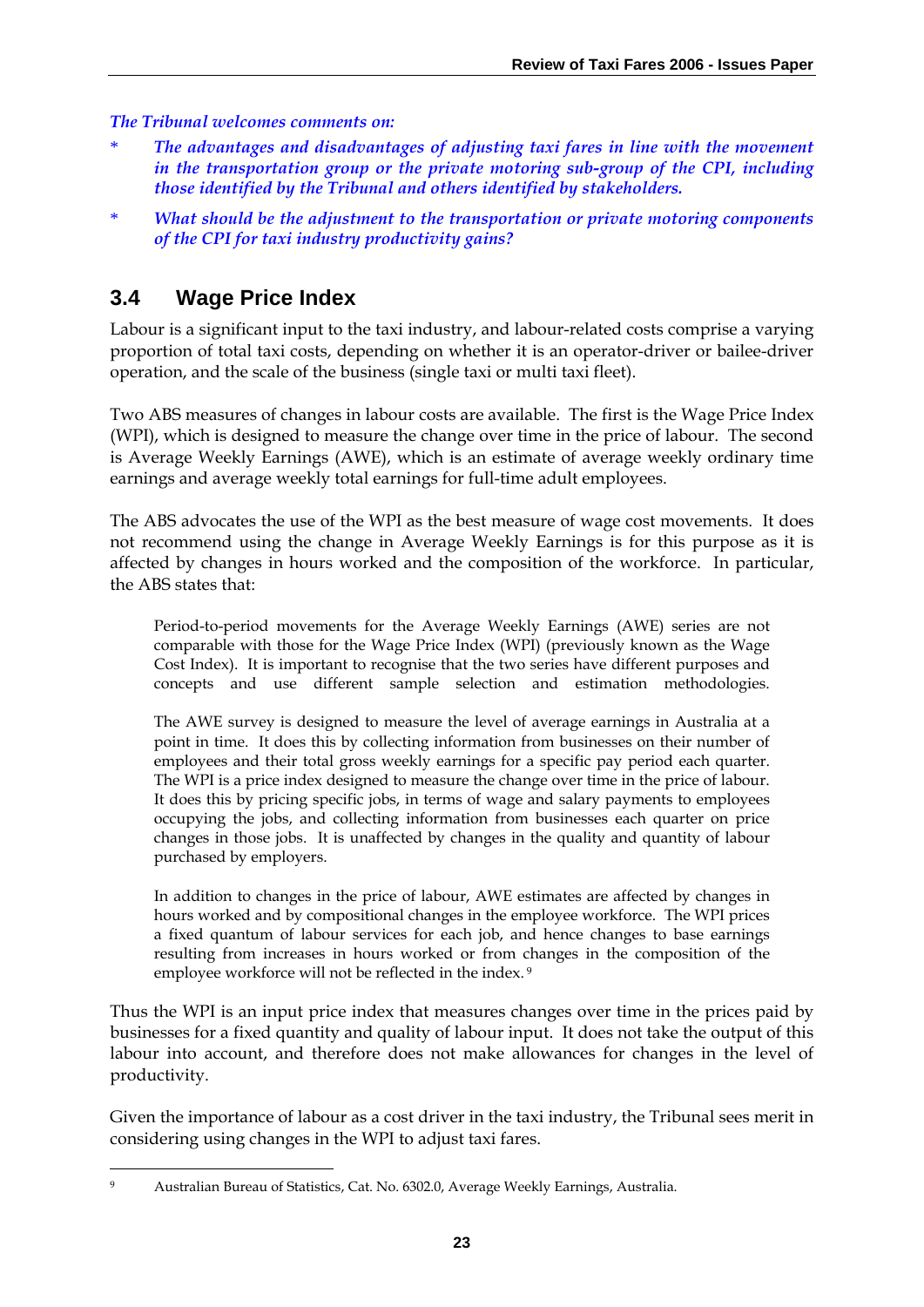*The Tribunal welcomes comments on:*

- ***The advantages and disadvantages of adjusting taxi fares in line with the movement in the transportation group or the private motoring sub-group of the CPI, including those identified by the Tribunal and others identified by stakeholders.***
- ***What should be the adjustment to the transportation or private motoring components of the CPI for taxi industry productivity gains?***

## 3.4 Wage Price Index

Labour is a significant input to the taxi industry, and labour-related costs comprise a varying proportion of total taxi costs, depending on whether it is an operator-driver or bailee-driver operation, and the scale of the business (single taxi or multi taxi fleet).

Two ABS measures of changes in labour costs are available. The first is the Wage Price Index (WPI), which is designed to measure the change over time in the price of labour. The second is Average Weekly Earnings (AWE), which is an estimate of average weekly ordinary time earnings and average weekly total earnings for full-time adult employees.

The ABS advocates the use of the WPI as the best measure of wage cost movements. It does not recommend using the change in Average Weekly Earnings is for this purpose as it is affected by changes in hours worked and the composition of the workforce. In particular, the ABS states that:

> Period-to-period movements for the Average Weekly Earnings (AWE) series are not comparable with those for the Wage Price Index (WPI) (previously known as the Wage Cost Index). It is important to recognise that the two series have different purposes and concepts and use different sample selection and estimation methodologies.
>
> The AWE survey is designed to measure the level of average earnings in Australia at a point in time. It does this by collecting information from businesses on their number of employees and their total gross weekly earnings for a specific pay period each quarter. The WPI is a price index designed to measure the change over time in the price of labour. It does this by pricing specific jobs, in terms of wage and salary payments to employees occupying the jobs, and collecting information from businesses each quarter on price changes in those jobs. It is unaffected by changes in the quality and quantity of labour purchased by employers.
>
> In addition to changes in the price of labour, AWE estimates are affected by changes in hours worked and by compositional changes in the employee workforce. The WPI prices a fixed quantum of labour services for each job, and hence changes to base earnings resulting from increases in hours worked or from changes in the composition of the employee workforce will not be reflected in the index. [9]

Thus the WPI is an input price index that measures changes over time in the prices paid by businesses for a fixed quantity and quality of labour input. It does not take the output of this labour into account, and therefore does not make allowances for changes in the level of productivity.

Given the importance of labour as a cost driver in the taxi industry, the Tribunal sees merit in considering using changes in the WPI to adjust taxi fares.

---

[9] Australian Bureau of Statistics, Cat. No. 6302.0, Average Weekly Earnings, Australia.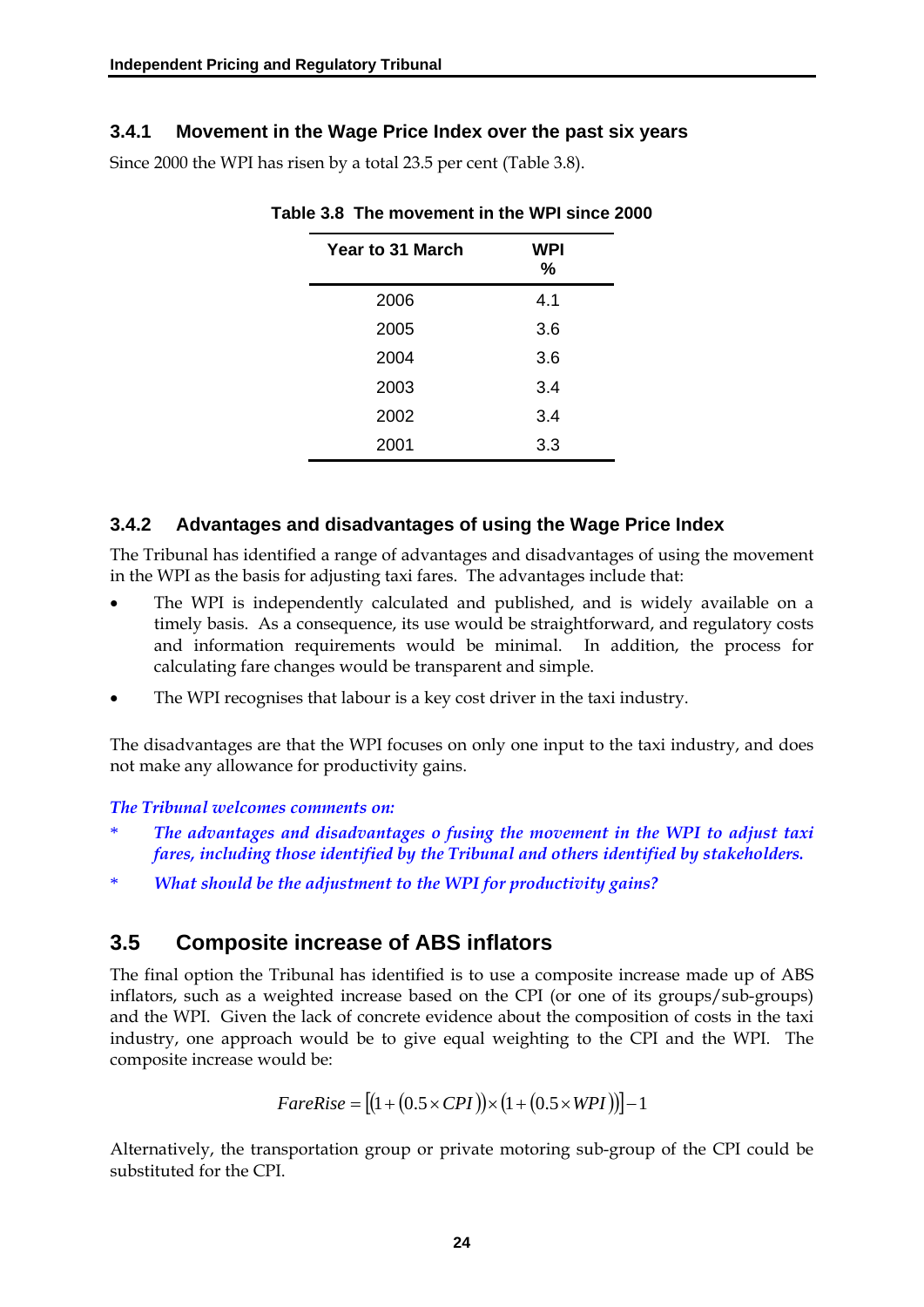### 3.4.1 Movement in the Wage Price Index over the past six years

Since 2000 the WPI has risen by a total 23.5 per cent (Table 3.8).

**Table 3.8 The movement in the WPI since 2000**

| Year to 31 March | WPI % |
|---|---|
| 2006 | 4.1 |
| 2005 | 3.6 |
| 2004 | 3.6 |
| 2003 | 3.4 |
| 2002 | 3.4 |
| 2001 | 3.3 |

### 3.4.2 Advantages and disadvantages of using the Wage Price Index

The Tribunal has identified a range of advantages and disadvantages of using the movement in the WPI as the basis for adjusting taxi fares. The advantages include that:

- The WPI is independently calculated and published, and is widely available on a timely basis. As a consequence, its use would be straightforward, and regulatory costs and information requirements would be minimal. In addition, the process for calculating fare changes would be transparent and simple.
- The WPI recognises that labour is a key cost driver in the taxi industry.

The disadvantages are that the WPI focuses on only one input to the taxi industry, and does not make any allowance for productivity gains.

*The Tribunal welcomes comments on:*

\* *The advantages and disadvantages o fusing the movement in the WPI to adjust taxi fares, including those identified by the Tribunal and others identified by stakeholders.*

\* *What should be the adjustment to the WPI for productivity gains?*

## 3.5 Composite increase of ABS inflators

The final option the Tribunal has identified is to use a composite increase made up of ABS inflators, such as a weighted increase based on the CPI (or one of its groups/sub-groups) and the WPI. Given the lack of concrete evidence about the composition of costs in the taxi industry, one approach would be to give equal weighting to the CPI and the WPI. The composite increase would be:

$$FareRise = \left[ \left(1 + \left(0.5 \times CPI\right)\right) \times \left(1 + \left(0.5 \times WPI\right)\right) \right] - 1$$

Alternatively, the transportation group or private motoring sub-group of the CPI could be substituted for the CPI.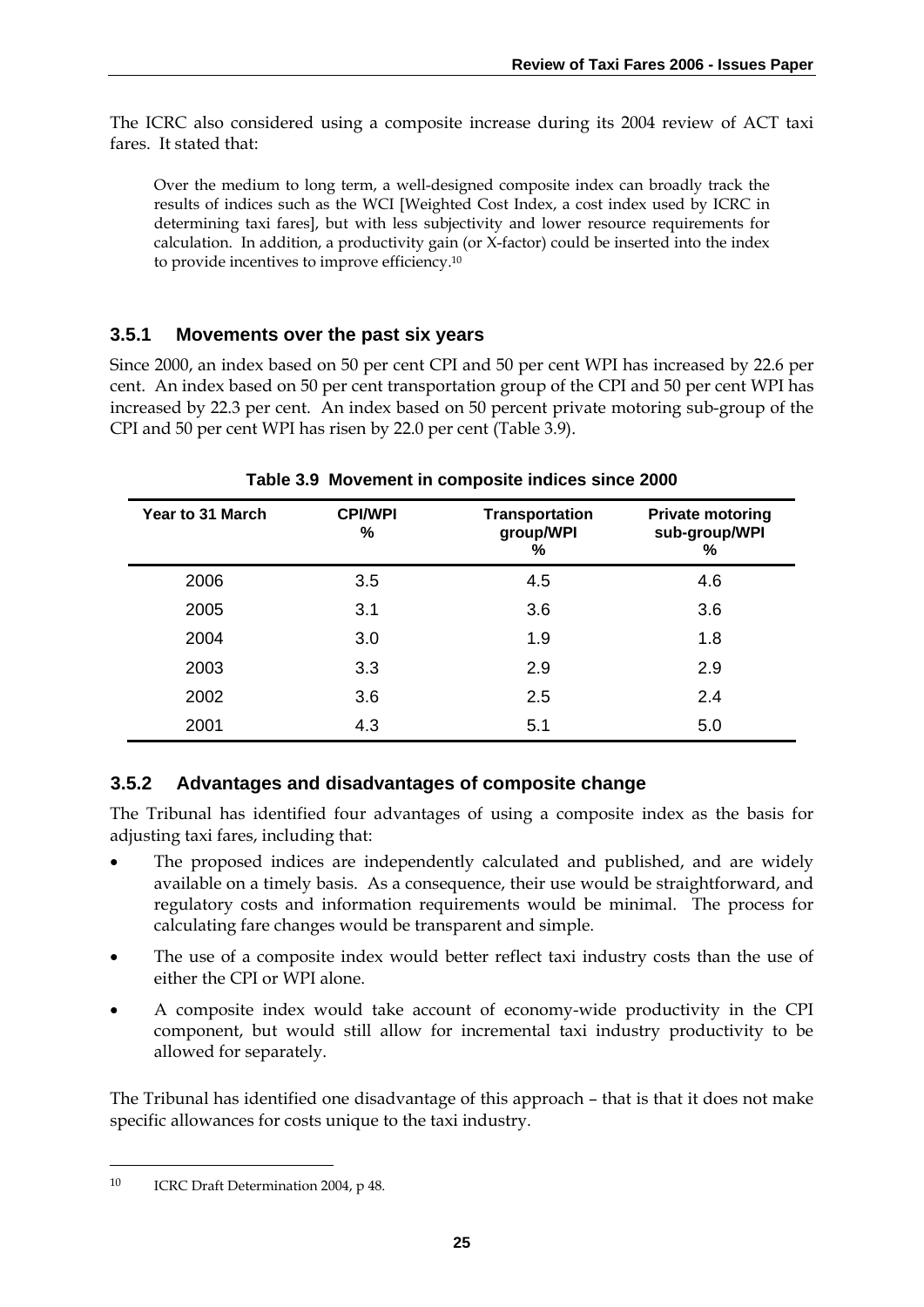The ICRC also considered using a composite increase during its 2004 review of ACT taxi fares. It stated that:

> Over the medium to long term, a well-designed composite index can broadly track the results of indices such as the WCI [Weighted Cost Index, a cost index used by ICRC in determining taxi fares], but with less subjectivity and lower resource requirements for calculation. In addition, a productivity gain (or X-factor) could be inserted into the index to provide incentives to improve efficiency.[10]

### 3.5.1 Movements over the past six years

Since 2000, an index based on 50 per cent CPI and 50 per cent WPI has increased by 22.6 per cent. An index based on 50 per cent transportation group of the CPI and 50 per cent WPI has increased by 22.3 per cent. An index based on 50 percent private motoring sub-group of the CPI and 50 per cent WPI has risen by 22.0 per cent (Table 3.9).

**Table 3.9 Movement in composite indices since 2000**

| Year to 31 March | CPI/WPI % | Transportation group/WPI % | Private motoring sub-group/WPI % |
|---|---|---|---|
| 2006 | 3.5 | 4.5 | 4.6 |
| 2005 | 3.1 | 3.6 | 3.6 |
| 2004 | 3.0 | 1.9 | 1.8 |
| 2003 | 3.3 | 2.9 | 2.9 |
| 2002 | 3.6 | 2.5 | 2.4 |
| 2001 | 4.3 | 5.1 | 5.0 |

### 3.5.2 Advantages and disadvantages of composite change

The Tribunal has identified four advantages of using a composite index as the basis for adjusting taxi fares, including that:

- The proposed indices are independently calculated and published, and are widely available on a timely basis. As a consequence, their use would be straightforward, and regulatory costs and information requirements would be minimal. The process for calculating fare changes would be transparent and simple.
- The use of a composite index would better reflect taxi industry costs than the use of either the CPI or WPI alone.
- A composite index would take account of economy-wide productivity in the CPI component, but would still allow for incremental taxi industry productivity to be allowed for separately.

The Tribunal has identified one disadvantage of this approach – that is that it does not make specific allowances for costs unique to the taxi industry.

---

[10] ICRC Draft Determination 2004, p 48.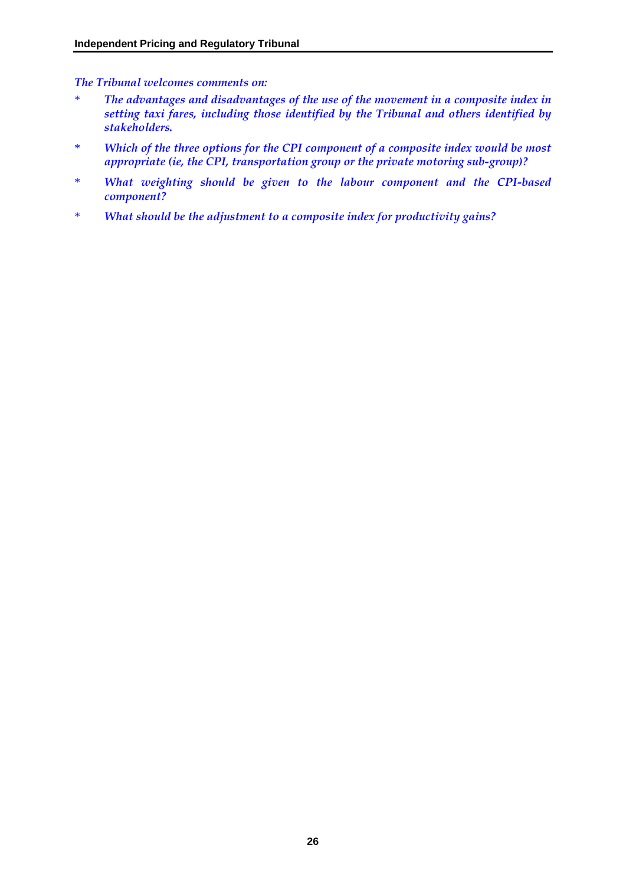*The Tribunal welcomes comments on:*

- *The advantages and disadvantages of the use of the movement in a composite index in setting taxi fares, including those identified by the Tribunal and others identified by stakeholders.*
- *Which of the three options for the CPI component of a composite index would be most appropriate (ie, the CPI, transportation group or the private motoring sub-group)?*
- *What weighting should be given to the labour component and the CPI-based component?*
- *What should be the adjustment to a composite index for productivity gains?*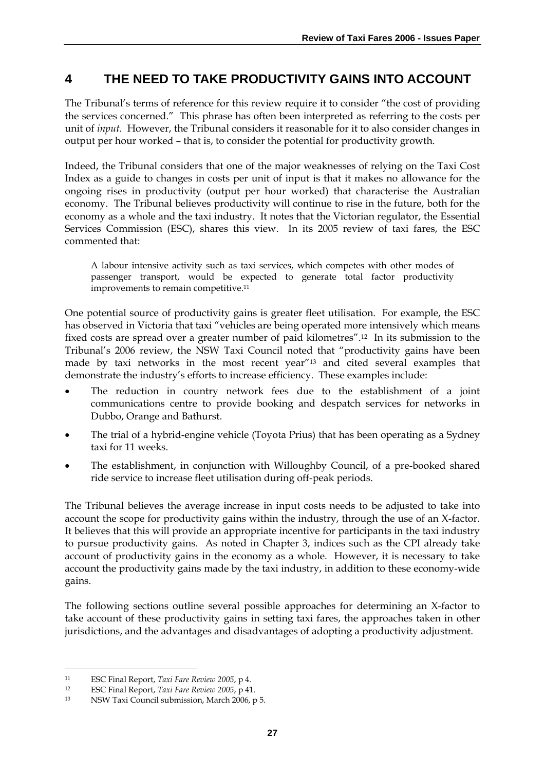# 4 THE NEED TO TAKE PRODUCTIVITY GAINS INTO ACCOUNT

The Tribunal's terms of reference for this review require it to consider "the cost of providing the services concerned." This phrase has often been interpreted as referring to the costs per unit of *input*. However, the Tribunal considers it reasonable for it to also consider changes in output per hour worked – that is, to consider the potential for productivity growth.

Indeed, the Tribunal considers that one of the major weaknesses of relying on the Taxi Cost Index as a guide to changes in costs per unit of input is that it makes no allowance for the ongoing rises in productivity (output per hour worked) that characterise the Australian economy. The Tribunal believes productivity will continue to rise in the future, both for the economy as a whole and the taxi industry. It notes that the Victorian regulator, the Essential Services Commission (ESC), shares this view. In its 2005 review of taxi fares, the ESC commented that:

> A labour intensive activity such as taxi services, which competes with other modes of passenger transport, would be expected to generate total factor productivity improvements to remain competitive.[11]

One potential source of productivity gains is greater fleet utilisation. For example, the ESC has observed in Victoria that taxi "vehicles are being operated more intensively which means fixed costs are spread over a greater number of paid kilometres".[12] In its submission to the Tribunal's 2006 review, the NSW Taxi Council noted that "productivity gains have been made by taxi networks in the most recent year"[13] and cited several examples that demonstrate the industry's efforts to increase efficiency. These examples include:

- The reduction in country network fees due to the establishment of a joint communications centre to provide booking and despatch services for networks in Dubbo, Orange and Bathurst.
- The trial of a hybrid-engine vehicle (Toyota Prius) that has been operating as a Sydney taxi for 11 weeks.
- The establishment, in conjunction with Willoughby Council, of a pre-booked shared ride service to increase fleet utilisation during off-peak periods.

The Tribunal believes the average increase in input costs needs to be adjusted to take into account the scope for productivity gains within the industry, through the use of an X-factor. It believes that this will provide an appropriate incentive for participants in the taxi industry to pursue productivity gains. As noted in Chapter 3, indices such as the CPI already take account of productivity gains in the economy as a whole. However, it is necessary to take account the productivity gains made by the taxi industry, in addition to these economy-wide gains.

The following sections outline several possible approaches for determining an X-factor to take account of these productivity gains in setting taxi fares, the approaches taken in other jurisdictions, and the advantages and disadvantages of adopting a productivity adjustment.

---

[11] ESC Final Report, *Taxi Fare Review 2005*, p 4.

[12] ESC Final Report, *Taxi Fare Review 2005*, p 41.

[13] NSW Taxi Council submission, March 2006, p 5.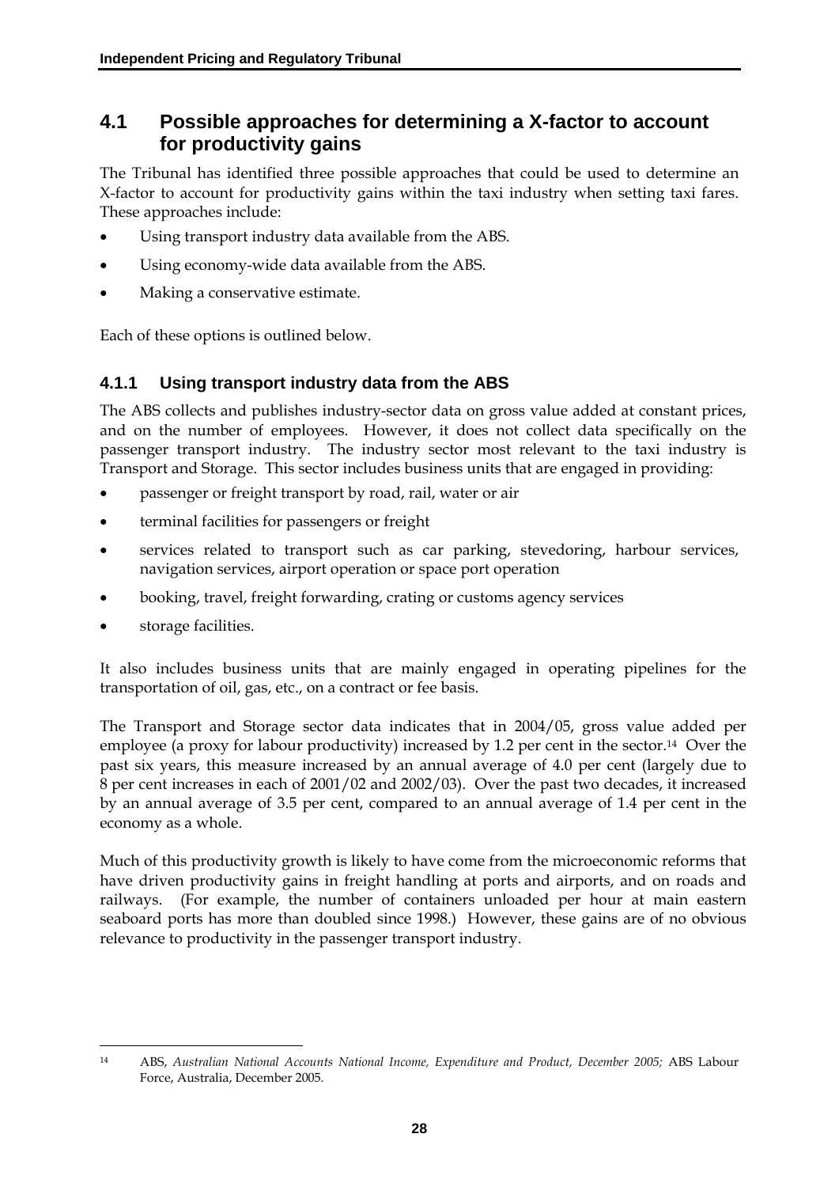## 4.1 Possible approaches for determining a X-factor to account for productivity gains

The Tribunal has identified three possible approaches that could be used to determine an X-factor to account for productivity gains within the taxi industry when setting taxi fares. These approaches include:

- Using transport industry data available from the ABS.
- Using economy-wide data available from the ABS.
- Making a conservative estimate.

Each of these options is outlined below.

### 4.1.1 Using transport industry data from the ABS

The ABS collects and publishes industry-sector data on gross value added at constant prices, and on the number of employees. However, it does not collect data specifically on the passenger transport industry. The industry sector most relevant to the taxi industry is Transport and Storage. This sector includes business units that are engaged in providing:

- passenger or freight transport by road, rail, water or air
- terminal facilities for passengers or freight
- services related to transport such as car parking, stevedoring, harbour services, navigation services, airport operation or space port operation
- booking, travel, freight forwarding, crating or customs agency services
- storage facilities.

It also includes business units that are mainly engaged in operating pipelines for the transportation of oil, gas, etc., on a contract or fee basis.

The Transport and Storage sector data indicates that in 2004/05, gross value added per employee (a proxy for labour productivity) increased by 1.2 per cent in the sector.[14] Over the past six years, this measure increased by an annual average of 4.0 per cent (largely due to 8 per cent increases in each of 2001/02 and 2002/03). Over the past two decades, it increased by an annual average of 3.5 per cent, compared to an annual average of 1.4 per cent in the economy as a whole.

Much of this productivity growth is likely to have come from the microeconomic reforms that have driven productivity gains in freight handling at ports and airports, and on roads and railways. (For example, the number of containers unloaded per hour at main eastern seaboard ports has more than doubled since 1998.) However, these gains are of no obvious relevance to productivity in the passenger transport industry.

---

[14] ABS, *Australian National Accounts National Income, Expenditure and Product, December 2005;* ABS Labour Force, Australia, December 2005.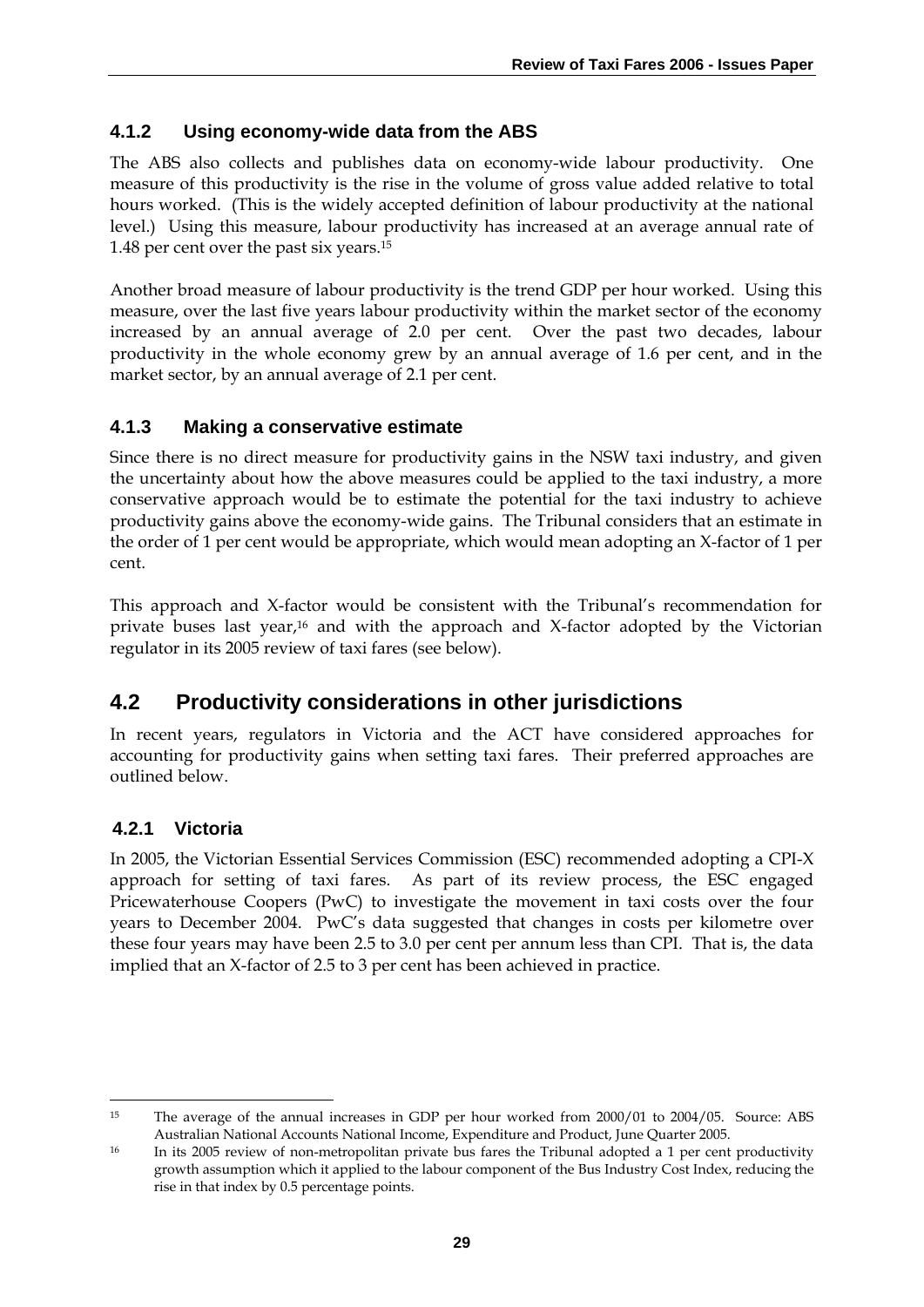### 4.1.2 Using economy-wide data from the ABS

The ABS also collects and publishes data on economy-wide labour productivity. One measure of this productivity is the rise in the volume of gross value added relative to total hours worked. (This is the widely accepted definition of labour productivity at the national level.) Using this measure, labour productivity has increased at an average annual rate of 1.48 per cent over the past six years.[15]

Another broad measure of labour productivity is the trend GDP per hour worked. Using this measure, over the last five years labour productivity within the market sector of the economy increased by an annual average of 2.0 per cent. Over the past two decades, labour productivity in the whole economy grew by an annual average of 1.6 per cent, and in the market sector, by an annual average of 2.1 per cent.

### 4.1.3 Making a conservative estimate

Since there is no direct measure for productivity gains in the NSW taxi industry, and given the uncertainty about how the above measures could be applied to the taxi industry, a more conservative approach would be to estimate the potential for the taxi industry to achieve productivity gains above the economy-wide gains. The Tribunal considers that an estimate in the order of 1 per cent would be appropriate, which would mean adopting an X-factor of 1 per cent.

This approach and X-factor would be consistent with the Tribunal's recommendation for private buses last year,[16] and with the approach and X-factor adopted by the Victorian regulator in its 2005 review of taxi fares (see below).

## 4.2 Productivity considerations in other jurisdictions

In recent years, regulators in Victoria and the ACT have considered approaches for accounting for productivity gains when setting taxi fares. Their preferred approaches are outlined below.

### 4.2.1 Victoria

In 2005, the Victorian Essential Services Commission (ESC) recommended adopting a CPI-X approach for setting of taxi fares. As part of its review process, the ESC engaged Pricewaterhouse Coopers (PwC) to investigate the movement in taxi costs over the four years to December 2004. PwC's data suggested that changes in costs per kilometre over these four years may have been 2.5 to 3.0 per cent per annum less than CPI. That is, the data implied that an X-factor of 2.5 to 3 per cent has been achieved in practice.

---

[15] The average of the annual increases in GDP per hour worked from 2000/01 to 2004/05. Source: ABS Australian National Accounts National Income, Expenditure and Product, June Quarter 2005.

[16] In its 2005 review of non-metropolitan private bus fares the Tribunal adopted a 1 per cent productivity growth assumption which it applied to the labour component of the Bus Industry Cost Index, reducing the rise in that index by 0.5 percentage points.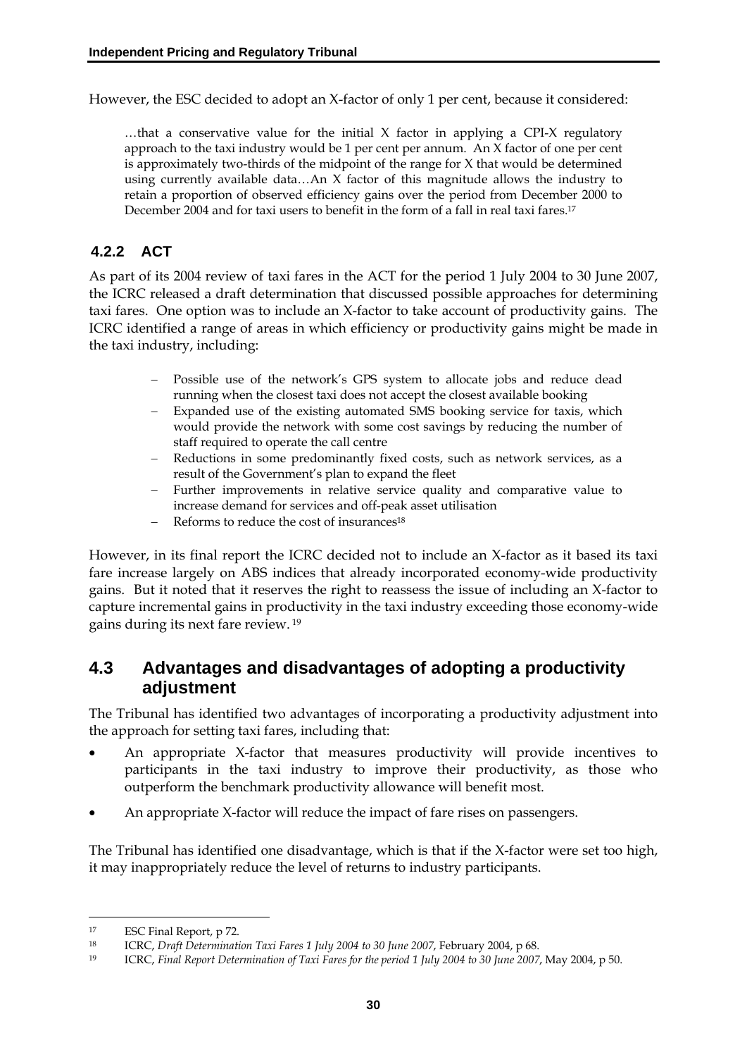However, the ESC decided to adopt an X-factor of only 1 per cent, because it considered:

> …that a conservative value for the initial X factor in applying a CPI-X regulatory approach to the taxi industry would be 1 per cent per annum. An X factor of one per cent is approximately two-thirds of the midpoint of the range for X that would be determined using currently available data…An X factor of this magnitude allows the industry to retain a proportion of observed efficiency gains over the period from December 2000 to December 2004 and for taxi users to benefit in the form of a fall in real taxi fares.[17]

### 4.2.2 ACT

As part of its 2004 review of taxi fares in the ACT for the period 1 July 2004 to 30 June 2007, the ICRC released a draft determination that discussed possible approaches for determining taxi fares. One option was to include an X-factor to take account of productivity gains. The ICRC identified a range of areas in which efficiency or productivity gains might be made in the taxi industry, including:

> – Possible use of the network's GPS system to allocate jobs and reduce dead running when the closest taxi does not accept the closest available booking
> – Expanded use of the existing automated SMS booking service for taxis, which would provide the network with some cost savings by reducing the number of staff required to operate the call centre
> – Reductions in some predominantly fixed costs, such as network services, as a result of the Government's plan to expand the fleet
> – Further improvements in relative service quality and comparative value to increase demand for services and off-peak asset utilisation
> – Reforms to reduce the cost of insurances[18]

However, in its final report the ICRC decided not to include an X-factor as it based its taxi fare increase largely on ABS indices that already incorporated economy-wide productivity gains. But it noted that it reserves the right to reassess the issue of including an X-factor to capture incremental gains in productivity in the taxi industry exceeding those economy-wide gains during its next fare review.[19]

## 4.3 Advantages and disadvantages of adopting a productivity adjustment

The Tribunal has identified two advantages of incorporating a productivity adjustment into the approach for setting taxi fares, including that:

- An appropriate X-factor that measures productivity will provide incentives to participants in the taxi industry to improve their productivity, as those who outperform the benchmark productivity allowance will benefit most.
- An appropriate X-factor will reduce the impact of fare rises on passengers.

The Tribunal has identified one disadvantage, which is that if the X-factor were set too high, it may inappropriately reduce the level of returns to industry participants.

---

[17] ESC Final Report, p 72.

[18] ICRC, *Draft Determination Taxi Fares 1 July 2004 to 30 June 2007*, February 2004, p 68.

[19] ICRC, *Final Report Determination of Taxi Fares for the period 1 July 2004 to 30 June 2007*, May 2004, p 50.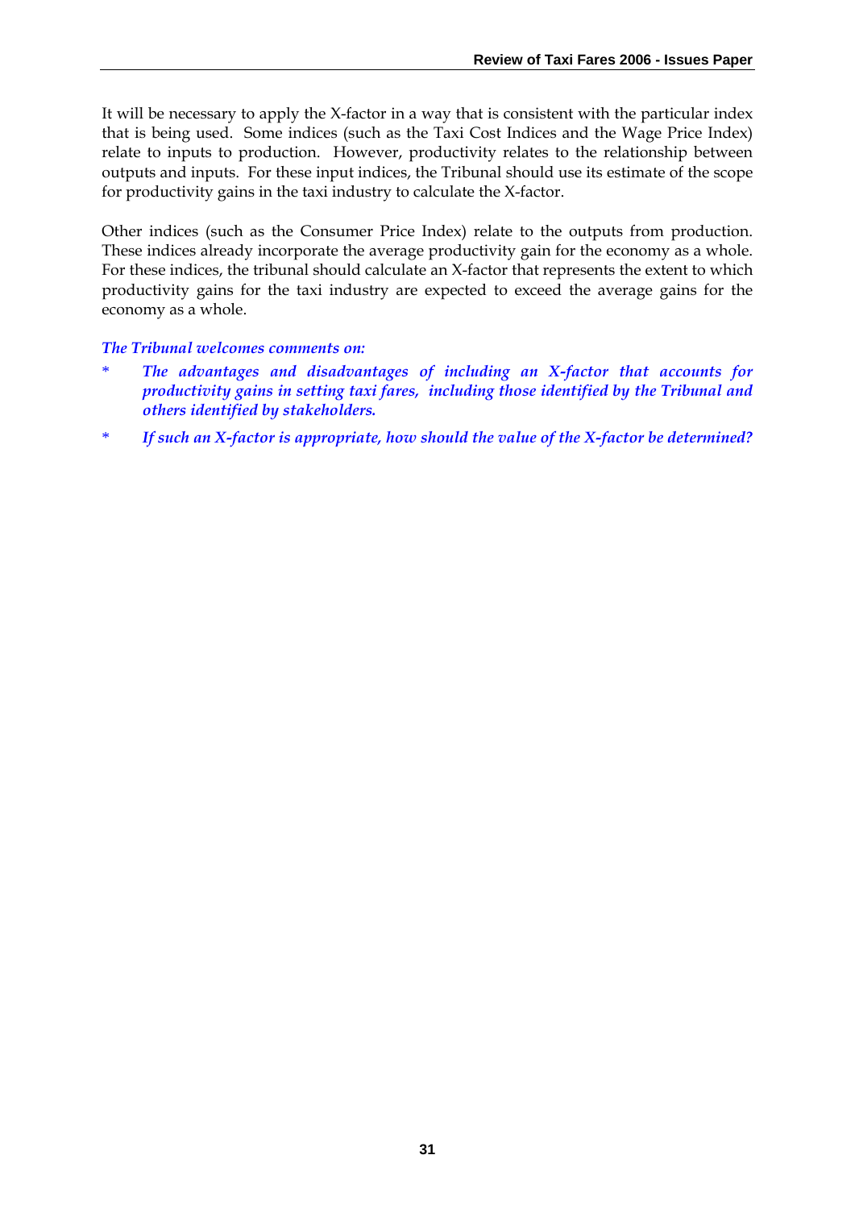It will be necessary to apply the X-factor in a way that is consistent with the particular index that is being used. Some indices (such as the Taxi Cost Indices and the Wage Price Index) relate to inputs to production. However, productivity relates to the relationship between outputs and inputs. For these input indices, the Tribunal should use its estimate of the scope for productivity gains in the taxi industry to calculate the X-factor.

Other indices (such as the Consumer Price Index) relate to the outputs from production. These indices already incorporate the average productivity gain for the economy as a whole. For these indices, the tribunal should calculate an X-factor that represents the extent to which productivity gains for the taxi industry are expected to exceed the average gains for the economy as a whole.

***The Tribunal welcomes comments on:***

* ***The advantages and disadvantages of including an X-factor that accounts for productivity gains in setting taxi fares, including those identified by the Tribunal and others identified by stakeholders.***
* ***If such an X-factor is appropriate, how should the value of the X-factor be determined?***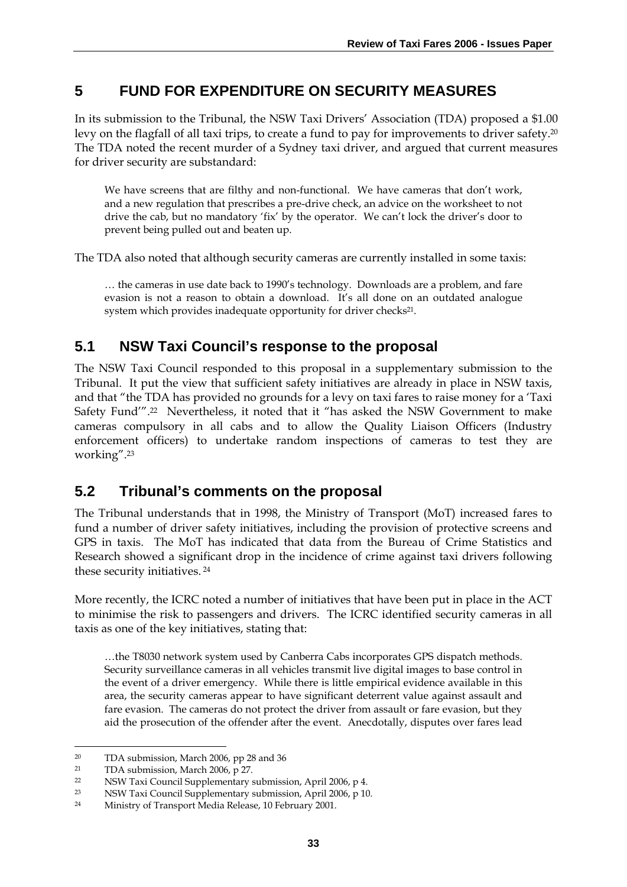# 5 FUND FOR EXPENDITURE ON SECURITY MEASURES

In its submission to the Tribunal, the NSW Taxi Drivers' Association (TDA) proposed a $1.00 levy on the flagfall of all taxi trips, to create a fund to pay for improvements to driver safety.[20] The TDA noted the recent murder of a Sydney taxi driver, and argued that current measures for driver security are substandard:

> We have screens that are filthy and non-functional. We have cameras that don't work, and a new regulation that prescribes a pre-drive check, an advice on the worksheet to not drive the cab, but no mandatory 'fix' by the operator. We can't lock the driver's door to prevent being pulled out and beaten up.

The TDA also noted that although security cameras are currently installed in some taxis:

> … the cameras in use date back to 1990's technology. Downloads are a problem, and fare evasion is not a reason to obtain a download. It's all done on an outdated analogue system which provides inadequate opportunity for driver checks[21].

## 5.1 NSW Taxi Council's response to the proposal

The NSW Taxi Council responded to this proposal in a supplementary submission to the Tribunal. It put the view that sufficient safety initiatives are already in place in NSW taxis, and that "the TDA has provided no grounds for a levy on taxi fares to raise money for a 'Taxi Safety Fund'".[22] Nevertheless, it noted that it "has asked the NSW Government to make cameras compulsory in all cabs and to allow the Quality Liaison Officers (Industry enforcement officers) to undertake random inspections of cameras to test they are working".[23]

## 5.2 Tribunal's comments on the proposal

The Tribunal understands that in 1998, the Ministry of Transport (MoT) increased fares to fund a number of driver safety initiatives, including the provision of protective screens and GPS in taxis. The MoT has indicated that data from the Bureau of Crime Statistics and Research showed a significant drop in the incidence of crime against taxi drivers following these security initiatives.[24]

More recently, the ICRC noted a number of initiatives that have been put in place in the ACT to minimise the risk to passengers and drivers. The ICRC identified security cameras in all taxis as one of the key initiatives, stating that:

> …the T8030 network system used by Canberra Cabs incorporates GPS dispatch methods. Security surveillance cameras in all vehicles transmit live digital images to base control in the event of a driver emergency. While there is little empirical evidence available in this area, the security cameras appear to have significant deterrent value against assault and fare evasion. The cameras do not protect the driver from assault or fare evasion, but they aid the prosecution of the offender after the event. Anecdotally, disputes over fares lead

---

[20] TDA submission, March 2006, pp 28 and 36

[21] TDA submission, March 2006, p 27.

[22] NSW Taxi Council Supplementary submission, April 2006, p 4.

[23] NSW Taxi Council Supplementary submission, April 2006, p 10.

[24] Ministry of Transport Media Release, 10 February 2001.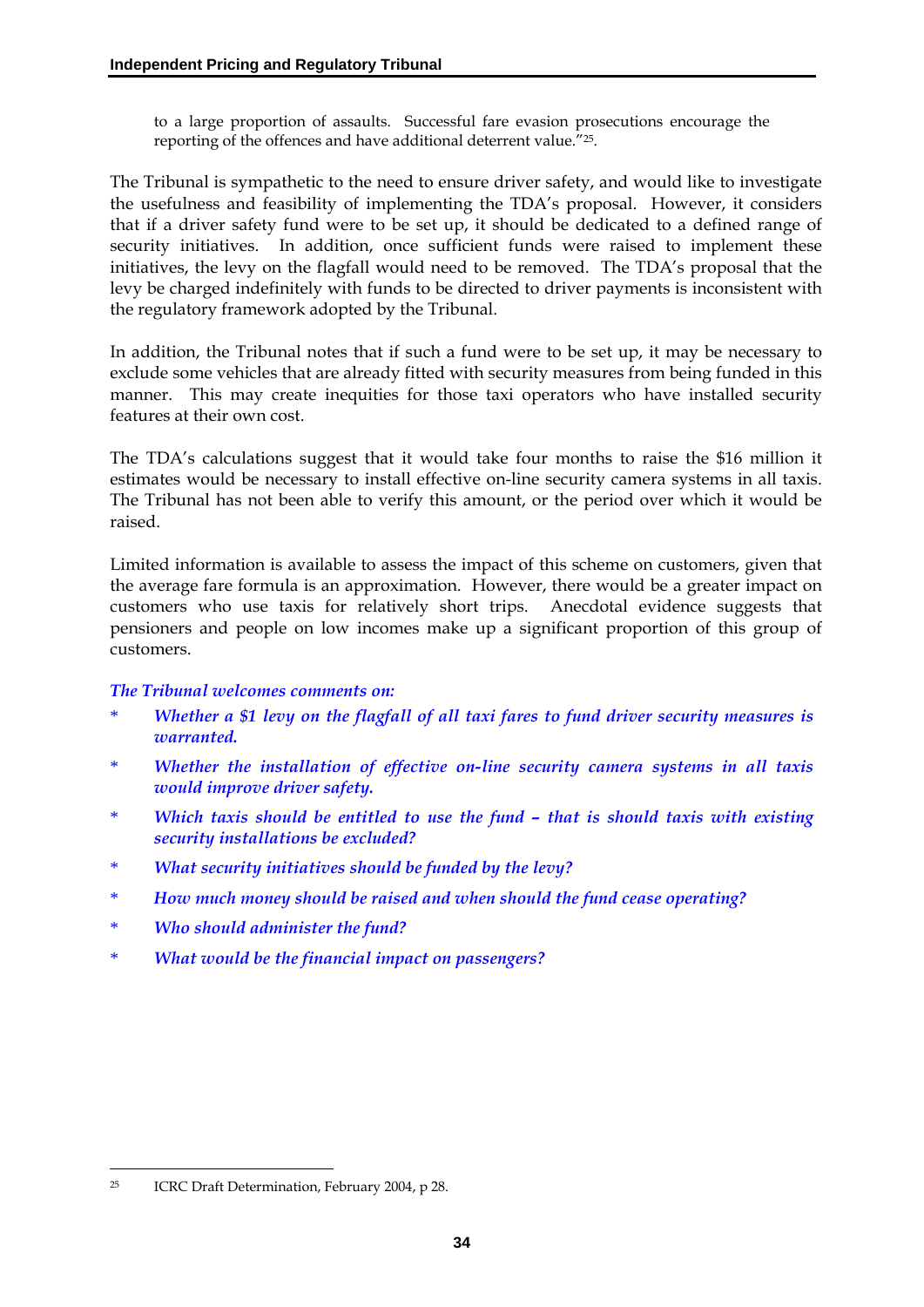> to a large proportion of assaults. Successful fare evasion prosecutions encourage the reporting of the offences and have additional deterrent value."[25].

The Tribunal is sympathetic to the need to ensure driver safety, and would like to investigate the usefulness and feasibility of implementing the TDA's proposal. However, it considers that if a driver safety fund were to be set up, it should be dedicated to a defined range of security initiatives. In addition, once sufficient funds were raised to implement these initiatives, the levy on the flagfall would need to be removed. The TDA's proposal that the levy be charged indefinitely with funds to be directed to driver payments is inconsistent with the regulatory framework adopted by the Tribunal.

In addition, the Tribunal notes that if such a fund were to be set up, it may be necessary to exclude some vehicles that are already fitted with security measures from being funded in this manner. This may create inequities for those taxi operators who have installed security features at their own cost.

The TDA's calculations suggest that it would take four months to raise the $16 million it estimates would be necessary to install effective on-line security camera systems in all taxis. The Tribunal has not been able to verify this amount, or the period over which it would be raised.

Limited information is available to assess the impact of this scheme on customers, given that the average fare formula is an approximation. However, there would be a greater impact on customers who use taxis for relatively short trips. Anecdotal evidence suggests that pensioners and people on low incomes make up a significant proportion of this group of customers.

***The Tribunal welcomes comments on:***

- ***Whether a $1 levy on the flagfall of all taxi fares to fund driver security measures is warranted.***
- ***Whether the installation of effective on-line security camera systems in all taxis would improve driver safety.***
- ***Which taxis should be entitled to use the fund – that is should taxis with existing security installations be excluded?***
- ***What security initiatives should be funded by the levy?***
- ***How much money should be raised and when should the fund cease operating?***
- ***Who should administer the fund?***
- ***What would be the financial impact on passengers?***

---

[25] ICRC Draft Determination, February 2004, p 28.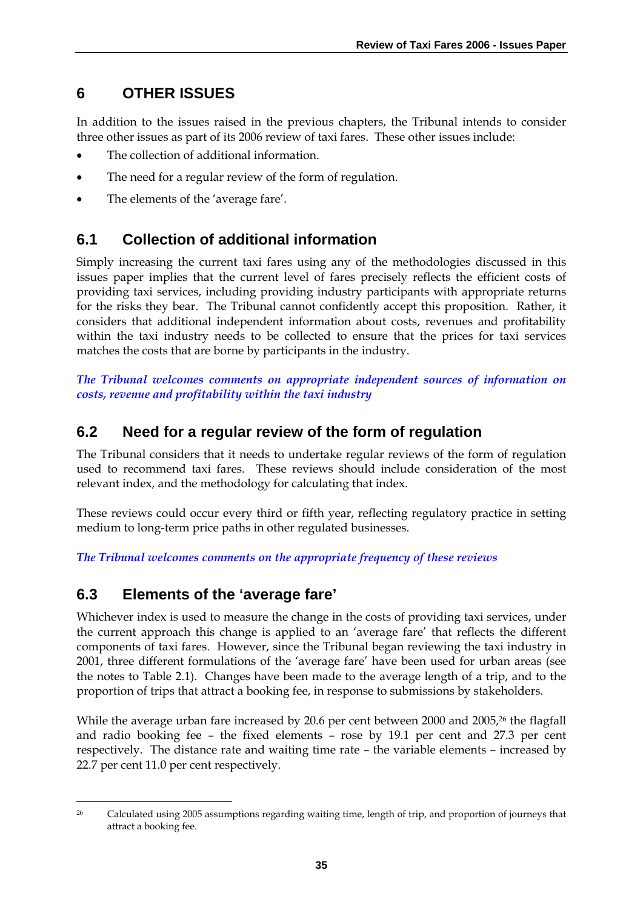# 6 OTHER ISSUES

In addition to the issues raised in the previous chapters, the Tribunal intends to consider three other issues as part of its 2006 review of taxi fares. These other issues include:

- The collection of additional information.
- The need for a regular review of the form of regulation.
- The elements of the 'average fare'.

## 6.1 Collection of additional information

Simply increasing the current taxi fares using any of the methodologies discussed in this issues paper implies that the current level of fares precisely reflects the efficient costs of providing taxi services, including providing industry participants with appropriate returns for the risks they bear. The Tribunal cannot confidently accept this proposition. Rather, it considers that additional independent information about costs, revenues and profitability within the taxi industry needs to be collected to ensure that the prices for taxi services matches the costs that are borne by participants in the industry.

*The Tribunal welcomes comments on appropriate independent sources of information on costs, revenue and profitability within the taxi industry*

## 6.2 Need for a regular review of the form of regulation

The Tribunal considers that it needs to undertake regular reviews of the form of regulation used to recommend taxi fares. These reviews should include consideration of the most relevant index, and the methodology for calculating that index.

These reviews could occur every third or fifth year, reflecting regulatory practice in setting medium to long-term price paths in other regulated businesses.

*The Tribunal welcomes comments on the appropriate frequency of these reviews*

## 6.3 Elements of the 'average fare'

Whichever index is used to measure the change in the costs of providing taxi services, under the current approach this change is applied to an 'average fare' that reflects the different components of taxi fares. However, since the Tribunal began reviewing the taxi industry in 2001, three different formulations of the 'average fare' have been used for urban areas (see the notes to Table 2.1). Changes have been made to the average length of a trip, and to the proportion of trips that attract a booking fee, in response to submissions by stakeholders.

While the average urban fare increased by 20.6 per cent between 2000 and 2005,[26] the flagfall and radio booking fee – the fixed elements – rose by 19.1 per cent and 27.3 per cent respectively. The distance rate and waiting time rate – the variable elements – increased by 22.7 per cent 11.0 per cent respectively.

---

[26] Calculated using 2005 assumptions regarding waiting time, length of trip, and proportion of journeys that attract a booking fee.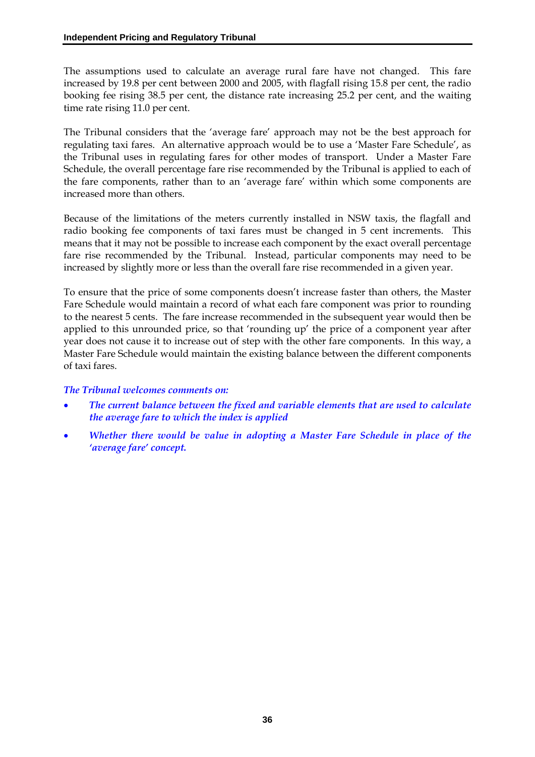The assumptions used to calculate an average rural fare have not changed. This fare increased by 19.8 per cent between 2000 and 2005, with flagfall rising 15.8 per cent, the radio booking fee rising 38.5 per cent, the distance rate increasing 25.2 per cent, and the waiting time rate rising 11.0 per cent.

The Tribunal considers that the 'average fare' approach may not be the best approach for regulating taxi fares. An alternative approach would be to use a 'Master Fare Schedule', as the Tribunal uses in regulating fares for other modes of transport. Under a Master Fare Schedule, the overall percentage fare rise recommended by the Tribunal is applied to each of the fare components, rather than to an 'average fare' within which some components are increased more than others.

Because of the limitations of the meters currently installed in NSW taxis, the flagfall and radio booking fee components of taxi fares must be changed in 5 cent increments. This means that it may not be possible to increase each component by the exact overall percentage fare rise recommended by the Tribunal. Instead, particular components may need to be increased by slightly more or less than the overall fare rise recommended in a given year.

To ensure that the price of some components doesn't increase faster than others, the Master Fare Schedule would maintain a record of what each fare component was prior to rounding to the nearest 5 cents. The fare increase recommended in the subsequent year would then be applied to this unrounded price, so that 'rounding up' the price of a component year after year does not cause it to increase out of step with the other fare components. In this way, a Master Fare Schedule would maintain the existing balance between the different components of taxi fares.

*The Tribunal welcomes comments on:*

- ***The current balance between the fixed and variable elements that are used to calculate the average fare to which the index is applied***
- ***Whether there would be value in adopting a Master Fare Schedule in place of the 'average fare' concept.***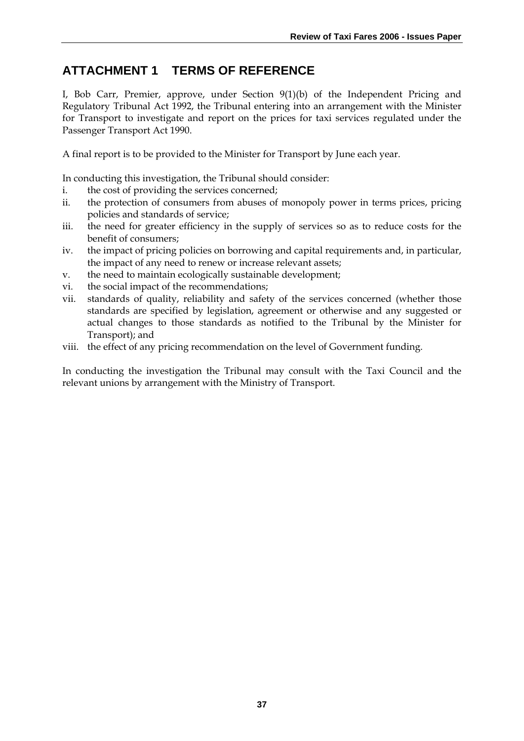# ATTACHMENT 1 TERMS OF REFERENCE

I, Bob Carr, Premier, approve, under Section 9(1)(b) of the Independent Pricing and Regulatory Tribunal Act 1992, the Tribunal entering into an arrangement with the Minister for Transport to investigate and report on the prices for taxi services regulated under the Passenger Transport Act 1990.

A final report is to be provided to the Minister for Transport by June each year.

In conducting this investigation, the Tribunal should consider:

i. the cost of providing the services concerned;
ii. the protection of consumers from abuses of monopoly power in terms prices, pricing policies and standards of service;
iii. the need for greater efficiency in the supply of services so as to reduce costs for the benefit of consumers;
iv. the impact of pricing policies on borrowing and capital requirements and, in particular, the impact of any need to renew or increase relevant assets;
v. the need to maintain ecologically sustainable development;
vi. the social impact of the recommendations;
vii. standards of quality, reliability and safety of the services concerned (whether those standards are specified by legislation, agreement or otherwise and any suggested or actual changes to those standards as notified to the Tribunal by the Minister for Transport); and
viii. the effect of any pricing recommendation on the level of Government funding.

In conducting the investigation the Tribunal may consult with the Taxi Council and the relevant unions by arrangement with the Ministry of Transport.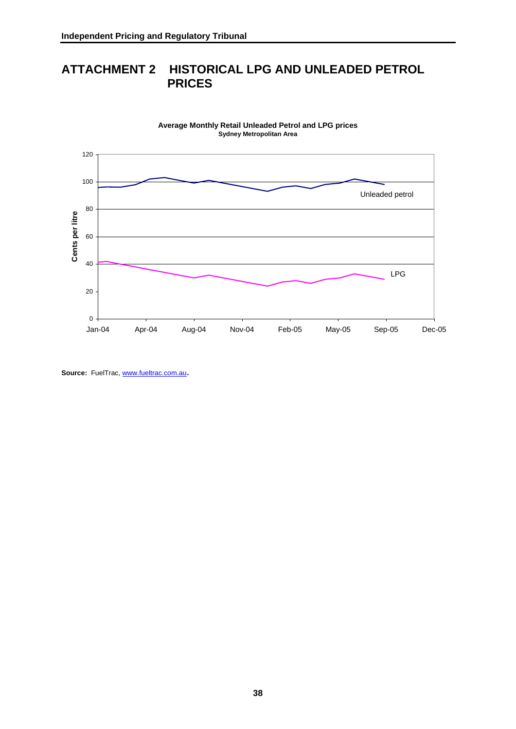# ATTACHMENT 2 HISTORICAL LPG AND UNLEADED PETROL PRICES

**Average Monthly Retail Unleaded Petrol and LPG prices**
**Sydney Metropolitan Area**

**Source:** FuelTrac, www.fueltrac.com.au.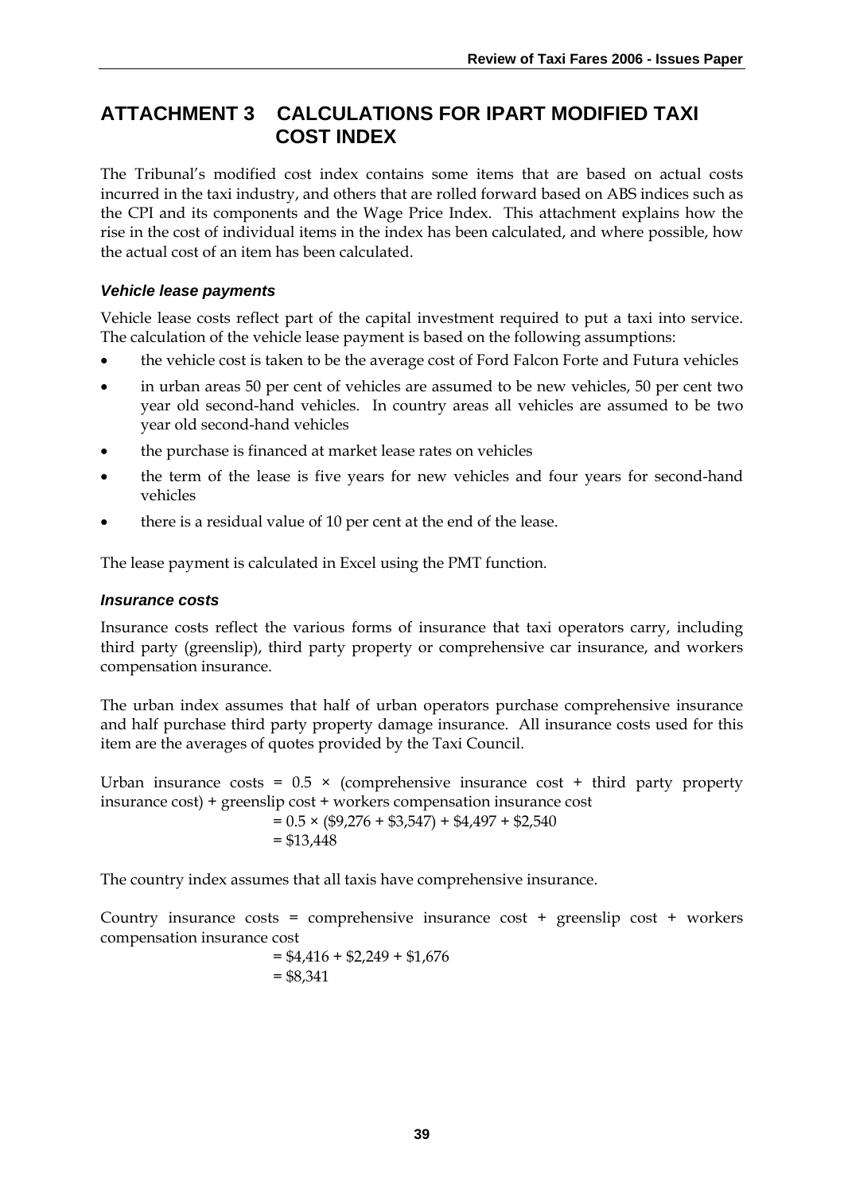# ATTACHMENT 3 CALCULATIONS FOR IPART MODIFIED TAXI COST INDEX

The Tribunal's modified cost index contains some items that are based on actual costs incurred in the taxi industry, and others that are rolled forward based on ABS indices such as the CPI and its components and the Wage Price Index. This attachment explains how the rise in the cost of individual items in the index has been calculated, and where possible, how the actual cost of an item has been calculated.

### *Vehicle lease payments*

Vehicle lease costs reflect part of the capital investment required to put a taxi into service. The calculation of the vehicle lease payment is based on the following assumptions:

- the vehicle cost is taken to be the average cost of Ford Falcon Forte and Futura vehicles
- in urban areas 50 per cent of vehicles are assumed to be new vehicles, 50 per cent two year old second-hand vehicles. In country areas all vehicles are assumed to be two year old second-hand vehicles
- the purchase is financed at market lease rates on vehicles
- the term of the lease is five years for new vehicles and four years for second-hand vehicles
- there is a residual value of 10 per cent at the end of the lease.

The lease payment is calculated in Excel using the PMT function.

### *Insurance costs*

Insurance costs reflect the various forms of insurance that taxi operators carry, including third party (greenslip), third party property or comprehensive car insurance, and workers compensation insurance.

The urban index assumes that half of urban operators purchase comprehensive insurance and half purchase third party property damage insurance. All insurance costs used for this item are the averages of quotes provided by the Taxi Council.

Urban insurance costs = 0.5 × (comprehensive insurance cost + third party property insurance cost) + greenslip cost + workers compensation insurance cost

= 0.5 × ($9,276 + $3,547) + $4,497 + $2,540

= $13,448

The country index assumes that all taxis have comprehensive insurance.

Country insurance costs = comprehensive insurance cost + greenslip cost + workers compensation insurance cost

= $4,416 + $2,249 + $1,676

= $8,341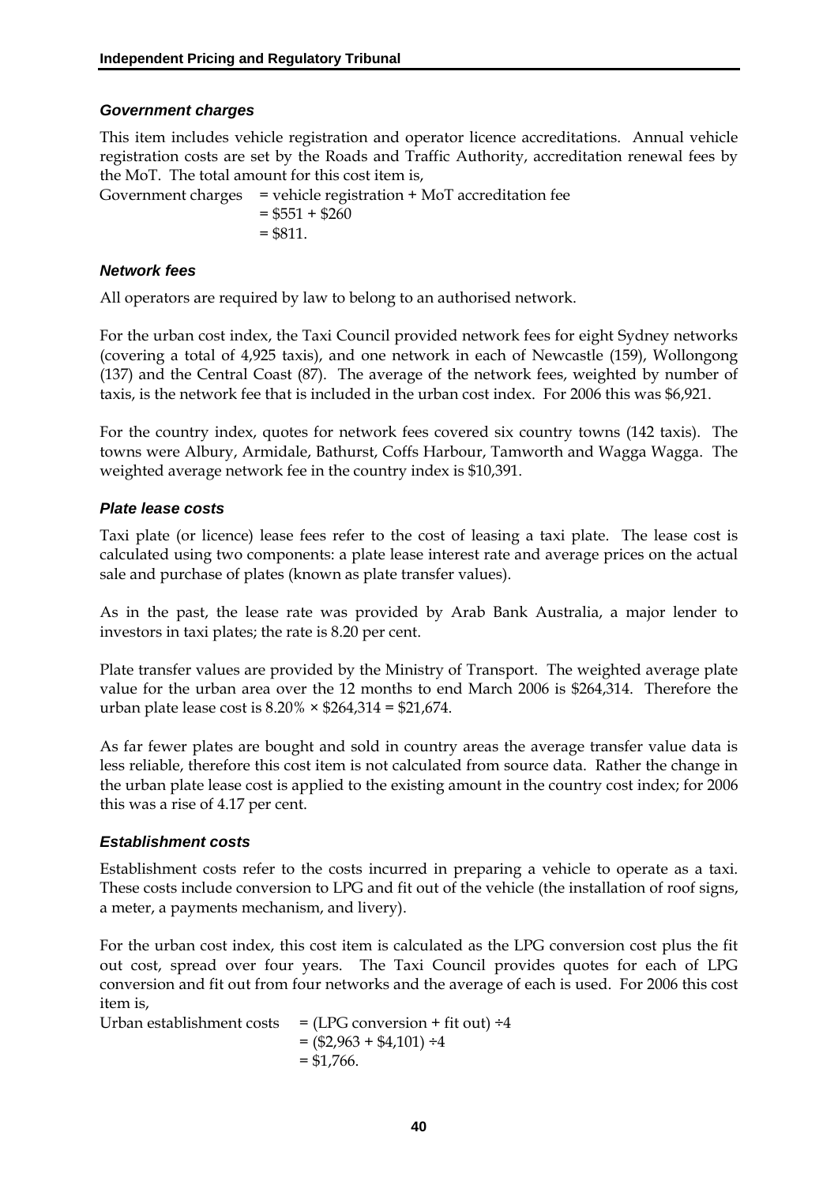### *Government charges*

This item includes vehicle registration and operator licence accreditations. Annual vehicle registration costs are set by the Roads and Traffic Authority, accreditation renewal fees by the MoT. The total amount for this cost item is,

Government charges = vehicle registration + MoT accreditation fee
= \$551 + \$260
= \$811.

### *Network fees*

All operators are required by law to belong to an authorised network.

For the urban cost index, the Taxi Council provided network fees for eight Sydney networks (covering a total of 4,925 taxis), and one network in each of Newcastle (159), Wollongong (137) and the Central Coast (87). The average of the network fees, weighted by number of taxis, is the network fee that is included in the urban cost index. For 2006 this was \$6,921.

For the country index, quotes for network fees covered six country towns (142 taxis). The towns were Albury, Armidale, Bathurst, Coffs Harbour, Tamworth and Wagga Wagga. The weighted average network fee in the country index is \$10,391.

### *Plate lease costs*

Taxi plate (or licence) lease fees refer to the cost of leasing a taxi plate. The lease cost is calculated using two components: a plate lease interest rate and average prices on the actual sale and purchase of plates (known as plate transfer values).

As in the past, the lease rate was provided by Arab Bank Australia, a major lender to investors in taxi plates; the rate is 8.20 per cent.

Plate transfer values are provided by the Ministry of Transport. The weighted average plate value for the urban area over the 12 months to end March 2006 is \$264,314. Therefore the urban plate lease cost is 8.20% × \$264,314 = \$21,674.

As far fewer plates are bought and sold in country areas the average transfer value data is less reliable, therefore this cost item is not calculated from source data. Rather the change in the urban plate lease cost is applied to the existing amount in the country cost index; for 2006 this was a rise of 4.17 per cent.

### *Establishment costs*

Establishment costs refer to the costs incurred in preparing a vehicle to operate as a taxi. These costs include conversion to LPG and fit out of the vehicle (the installation of roof signs, a meter, a payments mechanism, and livery).

For the urban cost index, this cost item is calculated as the LPG conversion cost plus the fit out cost, spread over four years. The Taxi Council provides quotes for each of LPG conversion and fit out from four networks and the average of each is used. For 2006 this cost item is,

Urban establishment costs = (LPG conversion + fit out) ÷4
= (\$2,963 + \$4,101) ÷4
= \$1,766.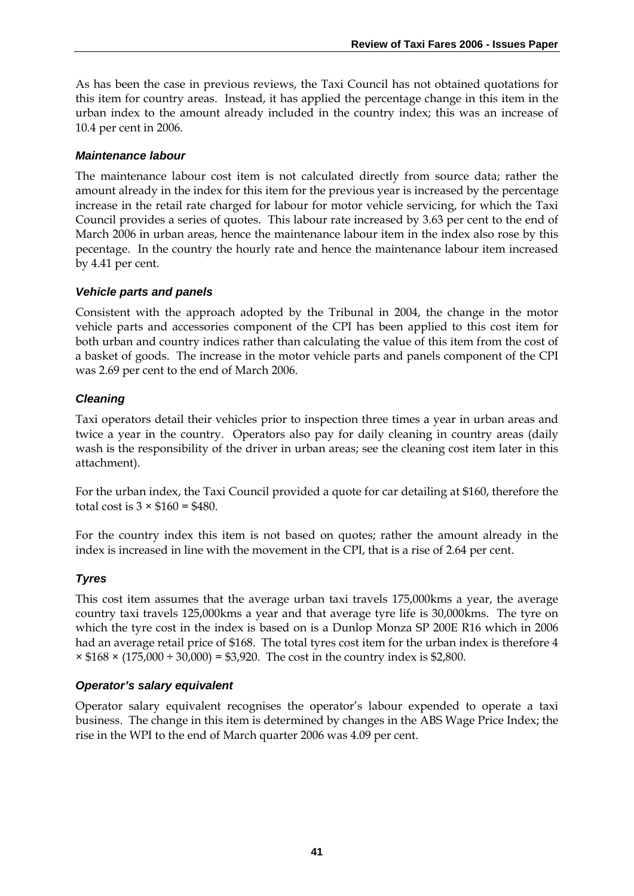As has been the case in previous reviews, the Taxi Council has not obtained quotations for this item for country areas. Instead, it has applied the percentage change in this item in the urban index to the amount already included in the country index; this was an increase of 10.4 per cent in 2006.

#### *Maintenance labour*

The maintenance labour cost item is not calculated directly from source data; rather the amount already in the index for this item for the previous year is increased by the percentage increase in the retail rate charged for labour for motor vehicle servicing, for which the Taxi Council provides a series of quotes. This labour rate increased by 3.63 per cent to the end of March 2006 in urban areas, hence the maintenance labour item in the index also rose by this pecentage. In the country the hourly rate and hence the maintenance labour item increased by 4.41 per cent.

#### *Vehicle parts and panels*

Consistent with the approach adopted by the Tribunal in 2004, the change in the motor vehicle parts and accessories component of the CPI has been applied to this cost item for both urban and country indices rather than calculating the value of this item from the cost of a basket of goods. The increase in the motor vehicle parts and panels component of the CPI was 2.69 per cent to the end of March 2006.

#### *Cleaning*

Taxi operators detail their vehicles prior to inspection three times a year in urban areas and twice a year in the country. Operators also pay for daily cleaning in country areas (daily wash is the responsibility of the driver in urban areas; see the cleaning cost item later in this attachment).

For the urban index, the Taxi Council provided a quote for car detailing at $160, therefore the total cost is 3 × $160 = $480.

For the country index this item is not based on quotes; rather the amount already in the index is increased in line with the movement in the CPI, that is a rise of 2.64 per cent.

#### *Tyres*

This cost item assumes that the average urban taxi travels 175,000kms a year, the average country taxi travels 125,000kms a year and that average tyre life is 30,000kms. The tyre on which the tyre cost in the index is based on is a Dunlop Monza SP 200E R16 which in 2006 had an average retail price of $168. The total tyres cost item for the urban index is therefore 4 × $168 × (175,000 ÷ 30,000) = $3,920. The cost in the country index is $2,800.

#### *Operator's salary equivalent*

Operator salary equivalent recognises the operator's labour expended to operate a taxi business. The change in this item is determined by changes in the ABS Wage Price Index; the rise in the WPI to the end of March quarter 2006 was 4.09 per cent.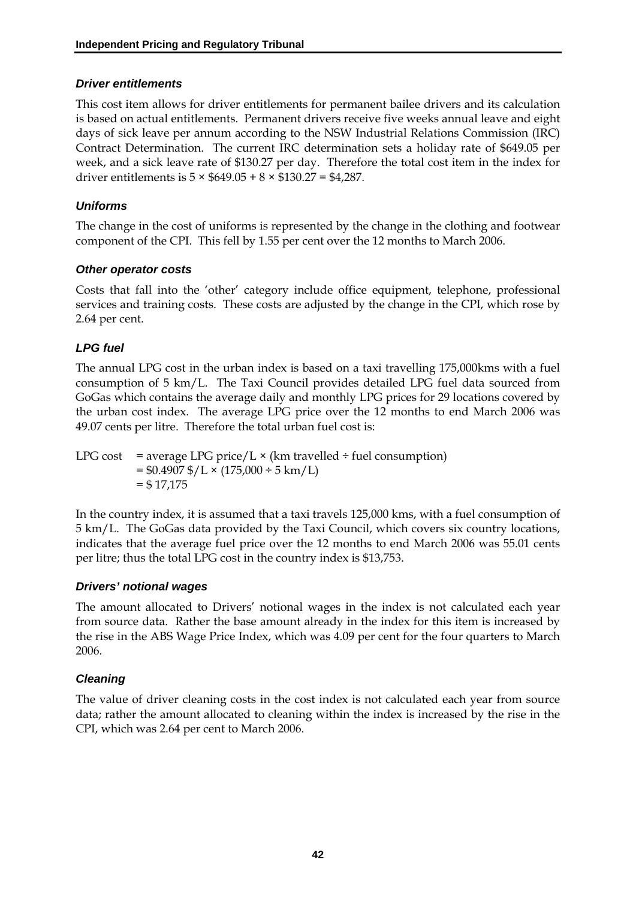### *Driver entitlements*

This cost item allows for driver entitlements for permanent bailee drivers and its calculation is based on actual entitlements. Permanent drivers receive five weeks annual leave and eight days of sick leave per annum according to the NSW Industrial Relations Commission (IRC) Contract Determination. The current IRC determination sets a holiday rate of $649.05 per week, and a sick leave rate of $130.27 per day. Therefore the total cost item in the index for driver entitlements is 5 × $649.05 + 8 × $130.27 = $4,287.

### *Uniforms*

The change in the cost of uniforms is represented by the change in the clothing and footwear component of the CPI. This fell by 1.55 per cent over the 12 months to March 2006.

### *Other operator costs*

Costs that fall into the 'other' category include office equipment, telephone, professional services and training costs. These costs are adjusted by the change in the CPI, which rose by 2.64 per cent.

### *LPG fuel*

The annual LPG cost in the urban index is based on a taxi travelling 175,000kms with a fuel consumption of 5 km/L. The Taxi Council provides detailed LPG fuel data sourced from GoGas which contains the average daily and monthly LPG prices for 29 locations covered by the urban cost index. The average LPG price over the 12 months to end March 2006 was 49.07 cents per litre. Therefore the total urban fuel cost is:

LPG cost = average LPG price/L × (km travelled ÷ fuel consumption)
= $0.4907 $/L × (175,000 ÷ 5 km/L)
= $ 17,175

In the country index, it is assumed that a taxi travels 125,000 kms, with a fuel consumption of 5 km/L. The GoGas data provided by the Taxi Council, which covers six country locations, indicates that the average fuel price over the 12 months to end March 2006 was 55.01 cents per litre; thus the total LPG cost in the country index is $13,753.

### *Drivers' notional wages*

The amount allocated to Drivers' notional wages in the index is not calculated each year from source data. Rather the base amount already in the index for this item is increased by the rise in the ABS Wage Price Index, which was 4.09 per cent for the four quarters to March 2006.

### *Cleaning*

The value of driver cleaning costs in the cost index is not calculated each year from source data; rather the amount allocated to cleaning within the index is increased by the rise in the CPI, which was 2.64 per cent to March 2006.